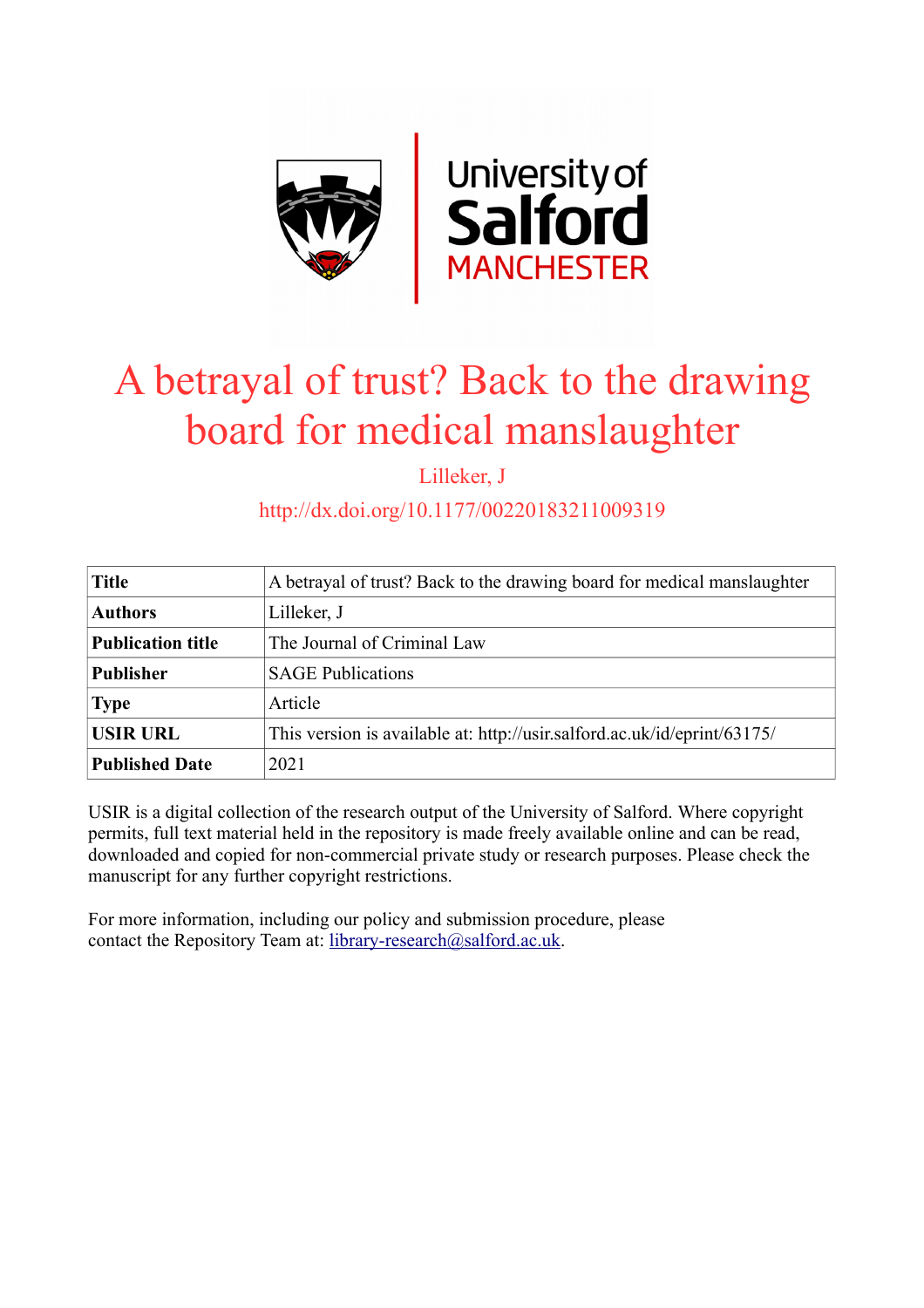# A betrayal of trust? Back to the drawing board for medical manslaughter

Lilleker, J

http://dx.doi.org/10.1177/00220183211009319

| **Title** | A betrayal of trust? Back to the drawing board for medical manslaughter |
|---|---|
| **Authors** | Lilleker, J |
| **Publication title** | The Journal of Criminal Law |
| **Publisher** | SAGE Publications |
| **Type** | Article |
| **USIR URL** | This version is available at: http://usir.salford.ac.uk/id/eprint/63175/ |
| **Published Date** | 2021 |

USIR is a digital collection of the research output of the University of Salford. Where copyright permits, full text material held in the repository is made freely available online and can be read, downloaded and copied for non-commercial private study or research purposes. Please check the manuscript for any further copyright restrictions.

For more information, including our policy and submission procedure, please contact the Repository Team at: library-research@salford.ac.uk.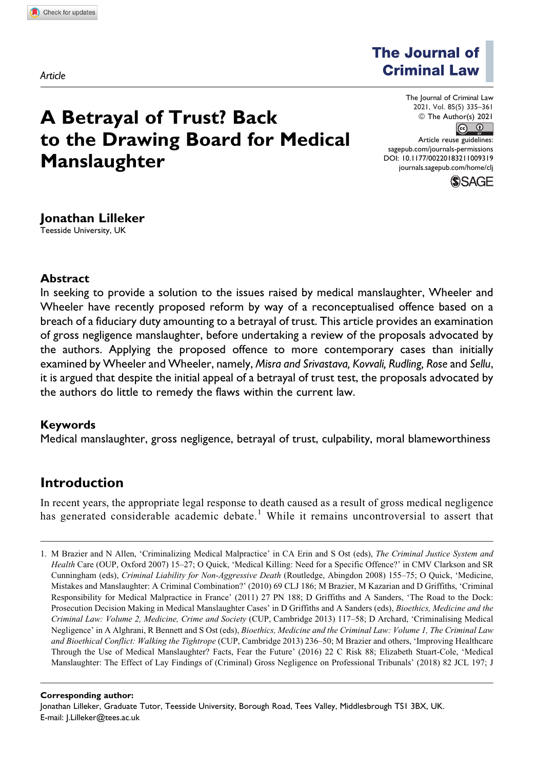Article

# A Betrayal of Trust? Back to the Drawing Board for Medical Manslaughter

**Jonathan Lilleker**
Teesside University, UK

## Abstract

In seeking to provide a solution to the issues raised by medical manslaughter, Wheeler and Wheeler have recently proposed reform by way of a reconceptualised offence based on a breach of a fiduciary duty amounting to a betrayal of trust. This article provides an examination of gross negligence manslaughter, before undertaking a review of the proposals advocated by the authors. Applying the proposed offence to more contemporary cases than initially examined by Wheeler and Wheeler, namely, *Misra and Srivastava, Kovvali, Rudling, Rose* and *Sellu*, it is argued that despite the initial appeal of a betrayal of trust test, the proposals advocated by the authors do little to remedy the flaws within the current law.

## Keywords

Medical manslaughter, gross negligence, betrayal of trust, culpability, moral blameworthiness

## Introduction

In recent years, the appropriate legal response to death caused as a result of gross medical negligence has generated considerable academic debate.[1] While it remains uncontroversial to assert that

1. M Brazier and N Allen, 'Criminalizing Medical Malpractice' in CA Erin and S Ost (eds), *The Criminal Justice System and Health* Care (OUP, Oxford 2007) 15–27; O Quick, 'Medical Killing: Need for a Specific Offence?' in CMV Clarkson and SR Cunningham (eds), *Criminal Liability for Non-Aggressive Death* (Routledge, Abingdon 2008) 155–75; O Quick, 'Medicine, Mistakes and Manslaughter: A Criminal Combination?' (2010) 69 CLJ 186; M Brazier, M Kazarian and D Griffiths, 'Criminal Responsibility for Medical Malpractice in France' (2011) 27 PN 188; D Griffiths and A Sanders, 'The Road to the Dock: Prosecution Decision Making in Medical Manslaughter Cases' in D Griffiths and A Sanders (eds), *Bioethics, Medicine and the Criminal Law: Volume 2, Medicine, Crime and Society* (CUP, Cambridge 2013) 117–58; D Archard, 'Criminalising Medical Negligence' in A Alghrani, R Bennett and S Ost (eds), *Bioethics, Medicine and the Criminal Law: Volume 1, The Criminal Law and Bioethical Conflict: Walking the Tightrope* (CUP, Cambridge 2013) 236–50; M Brazier and others, 'Improving Healthcare Through the Use of Medical Manslaughter? Facts, Fear the Future' (2016) 22 C Risk 88; Elizabeth Stuart-Cole, 'Medical Manslaughter: The Effect of Lay Findings of (Criminal) Gross Negligence on Professional Tribunals' (2018) 82 JCL 197; J

**Corresponding author:**
Jonathan Lilleker, Graduate Tutor, Teesside University, Borough Road, Tees Valley, Middlesbrough TS1 3BX, UK.
E-mail: J.Lilleker@tees.ac.uk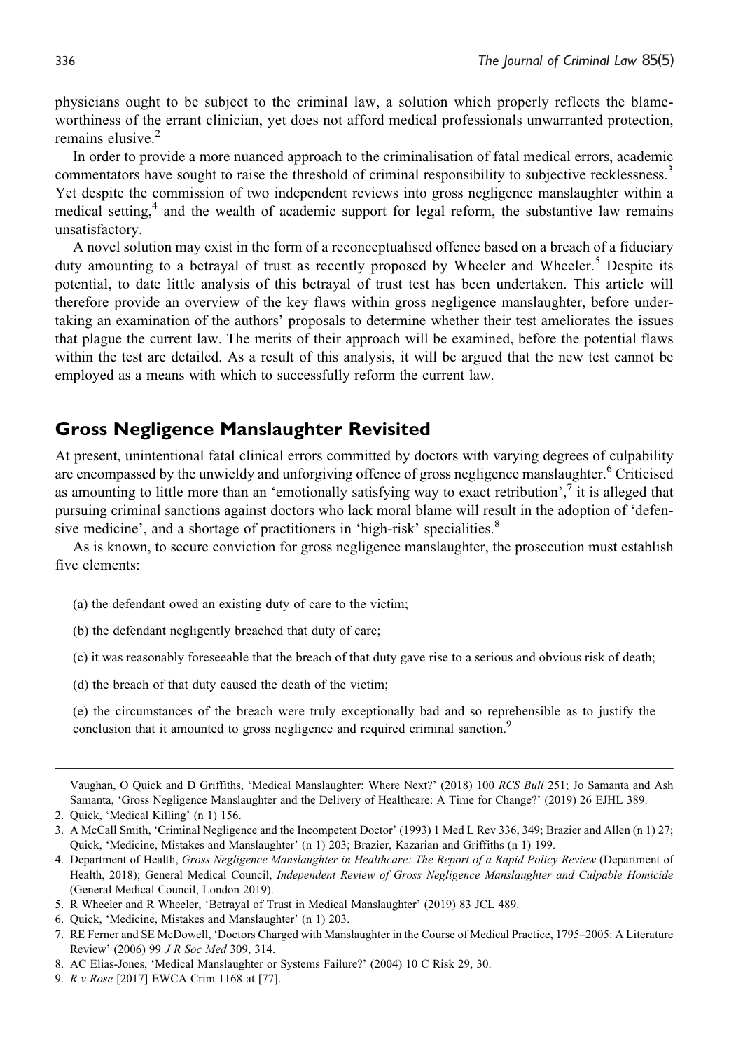physicians ought to be subject to the criminal law, a solution which properly reflects the blameworthiness of the errant clinician, yet does not afford medical professionals unwarranted protection, remains elusive.[2]

In order to provide a more nuanced approach to the criminalisation of fatal medical errors, academic commentators have sought to raise the threshold of criminal responsibility to subjective recklessness.[3] Yet despite the commission of two independent reviews into gross negligence manslaughter within a medical setting,[4] and the wealth of academic support for legal reform, the substantive law remains unsatisfactory.

A novel solution may exist in the form of a reconceptualised offence based on a breach of a fiduciary duty amounting to a betrayal of trust as recently proposed by Wheeler and Wheeler.[5] Despite its potential, to date little analysis of this betrayal of trust test has been undertaken. This article will therefore provide an overview of the key flaws within gross negligence manslaughter, before undertaking an examination of the authors' proposals to determine whether their test ameliorates the issues that plague the current law. The merits of their approach will be examined, before the potential flaws within the test are detailed. As a result of this analysis, it will be argued that the new test cannot be employed as a means with which to successfully reform the current law.

## Gross Negligence Manslaughter Revisited

At present, unintentional fatal clinical errors committed by doctors with varying degrees of culpability are encompassed by the unwieldy and unforgiving offence of gross negligence manslaughter.[6] Criticised as amounting to little more than an 'emotionally satisfying way to exact retribution',[7] it is alleged that pursuing criminal sanctions against doctors who lack moral blame will result in the adoption of 'defensive medicine', and a shortage of practitioners in 'high-risk' specialities.[8]

As is known, to secure conviction for gross negligence manslaughter, the prosecution must establish five elements:

(a) the defendant owed an existing duty of care to the victim;

(b) the defendant negligently breached that duty of care;

(c) it was reasonably foreseeable that the breach of that duty gave rise to a serious and obvious risk of death;

(d) the breach of that duty caused the death of the victim;

(e) the circumstances of the breach were truly exceptionally bad and so reprehensible as to justify the conclusion that it amounted to gross negligence and required criminal sanction.[9]

---

Vaughan, O Quick and D Griffiths, 'Medical Manslaughter: Where Next?' (2018) 100 *RCS Bull* 251; Jo Samanta and Ash Samanta, 'Gross Negligence Manslaughter and the Delivery of Healthcare: A Time for Change?' (2019) 26 EJHL 389.

2. Quick, 'Medical Killing' (n 1) 156.
3. A McCall Smith, 'Criminal Negligence and the Incompetent Doctor' (1993) 1 Med L Rev 336, 349; Brazier and Allen (n 1) 27; Quick, 'Medicine, Mistakes and Manslaughter' (n 1) 203; Brazier, Kazarian and Griffiths (n 1) 199.
4. Department of Health, *Gross Negligence Manslaughter in Healthcare: The Report of a Rapid Policy Review* (Department of Health, 2018); General Medical Council, *Independent Review of Gross Negligence Manslaughter and Culpable Homicide* (General Medical Council, London 2019).
5. R Wheeler and R Wheeler, 'Betrayal of Trust in Medical Manslaughter' (2019) 83 JCL 489.
6. Quick, 'Medicine, Mistakes and Manslaughter' (n 1) 203.
7. RE Ferner and SE McDowell, 'Doctors Charged with Manslaughter in the Course of Medical Practice, 1795–2005: A Literature Review' (2006) 99 *J R Soc Med* 309, 314.
8. AC Elias-Jones, 'Medical Manslaughter or Systems Failure?' (2004) 10 C Risk 29, 30.
9. *R v Rose* [2017] EWCA Crim 1168 at [77].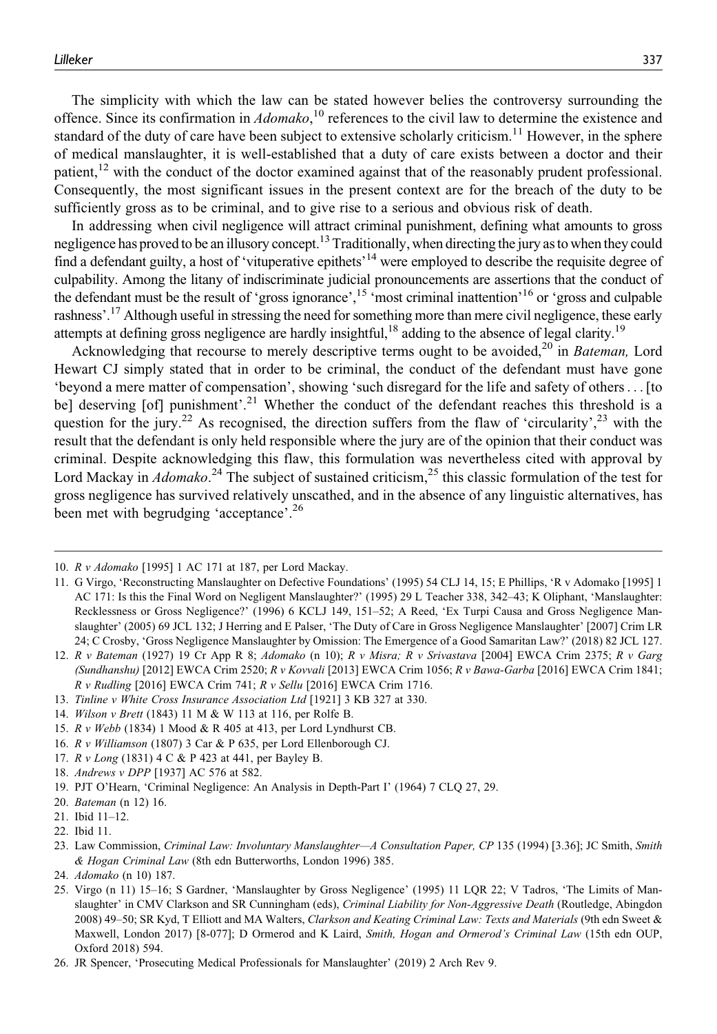The simplicity with which the law can be stated however belies the controversy surrounding the offence. Since its confirmation in *Adomako*,[10] references to the civil law to determine the existence and standard of the duty of care have been subject to extensive scholarly criticism.[11] However, in the sphere of medical manslaughter, it is well-established that a duty of care exists between a doctor and their patient,[12] with the conduct of the doctor examined against that of the reasonably prudent professional. Consequently, the most significant issues in the present context are for the breach of the duty to be sufficiently gross as to be criminal, and to give rise to a serious and obvious risk of death.

In addressing when civil negligence will attract criminal punishment, defining what amounts to gross negligence has proved to be an illusory concept.[13] Traditionally, when directing the jury as to when they could find a defendant guilty, a host of 'vituperative epithets'[14] were employed to describe the requisite degree of culpability. Among the litany of indiscriminate judicial pronouncements are assertions that the conduct of the defendant must be the result of 'gross ignorance',[15] 'most criminal inattention'[16] or 'gross and culpable rashness'.[17] Although useful in stressing the need for something more than mere civil negligence, these early attempts at defining gross negligence are hardly insightful,[18] adding to the absence of legal clarity.[19]

Acknowledging that recourse to merely descriptive terms ought to be avoided,[20] in *Bateman,* Lord Hewart CJ simply stated that in order to be criminal, the conduct of the defendant must have gone 'beyond a mere matter of compensation', showing 'such disregard for the life and safety of others . . . [to be] deserving [of] punishment'.[21] Whether the conduct of the defendant reaches this threshold is a question for the jury.[22] As recognised, the direction suffers from the flaw of 'circularity',[23] with the result that the defendant is only held responsible where the jury are of the opinion that their conduct was criminal. Despite acknowledging this flaw, this formulation was nevertheless cited with approval by Lord Mackay in *Adomako*.[24] The subject of sustained criticism,[25] this classic formulation of the test for gross negligence has survived relatively unscathed, and in the absence of any linguistic alternatives, has been met with begrudging 'acceptance'.[26]

---

10. *R v Adomako* [1995] 1 AC 171 at 187, per Lord Mackay.
11. G Virgo, 'Reconstructing Manslaughter on Defective Foundations' (1995) 54 CLJ 14, 15; E Phillips, 'R v Adomako [1995] 1 AC 171: Is this the Final Word on Negligent Manslaughter?' (1995) 29 L Teacher 338, 342–43; K Oliphant, 'Manslaughter: Recklessness or Gross Negligence?' (1996) 6 KCLJ 149, 151–52; A Reed, 'Ex Turpi Causa and Gross Negligence Manslaughter' (2005) 69 JCL 132; J Herring and E Palser, 'The Duty of Care in Gross Negligence Manslaughter' [2007] Crim LR 24; C Crosby, 'Gross Negligence Manslaughter by Omission: The Emergence of a Good Samaritan Law?' (2018) 82 JCL 127.
12. *R v Bateman* (1927) 19 Cr App R 8; *Adomako* (n 10); *R v Misra; R v Srivastava* [2004] EWCA Crim 2375; *R v Garg (Sundhanshu)* [2012] EWCA Crim 2520; *R v Kovvali* [2013] EWCA Crim 1056; *R v Bawa-Garba* [2016] EWCA Crim 1841; *R v Rudling* [2016] EWCA Crim 741; *R v Sellu* [2016] EWCA Crim 1716.
13. *Tinline v White Cross Insurance Association Ltd* [1921] 3 KB 327 at 330.
14. *Wilson v Brett* (1843) 11 M & W 113 at 116, per Rolfe B.
15. *R v Webb* (1834) 1 Mood & R 405 at 413, per Lord Lyndhurst CB.
16. *R v Williamson* (1807) 3 Car & P 635, per Lord Ellenborough CJ.
17. *R v Long* (1831) 4 C & P 423 at 441, per Bayley B.
18. *Andrews v DPP* [1937] AC 576 at 582.
19. PJT O'Hearn, 'Criminal Negligence: An Analysis in Depth-Part I' (1964) 7 CLQ 27, 29.
20. *Bateman* (n 12) 16.
21. Ibid 11–12.
22. Ibid 11.
23. Law Commission, *Criminal Law: Involuntary Manslaughter—A Consultation Paper, CP* 135 (1994) [3.36]; JC Smith, *Smith & Hogan Criminal Law* (8th edn Butterworths, London 1996) 385.
24. *Adomako* (n 10) 187.
25. Virgo (n 11) 15–16; S Gardner, 'Manslaughter by Gross Negligence' (1995) 11 LQR 22; V Tadros, 'The Limits of Manslaughter' in CMV Clarkson and SR Cunningham (eds), *Criminal Liability for Non-Aggressive Death* (Routledge, Abingdon 2008) 49–50; SR Kyd, T Elliott and MA Walters, *Clarkson and Keating Criminal Law: Texts and Materials* (9th edn Sweet & Maxwell, London 2017) [8-077]; D Ormerod and K Laird, *Smith, Hogan and Ormerod's Criminal Law* (15th edn OUP, Oxford 2018) 594.
26. JR Spencer, 'Prosecuting Medical Professionals for Manslaughter' (2019) 2 Arch Rev 9.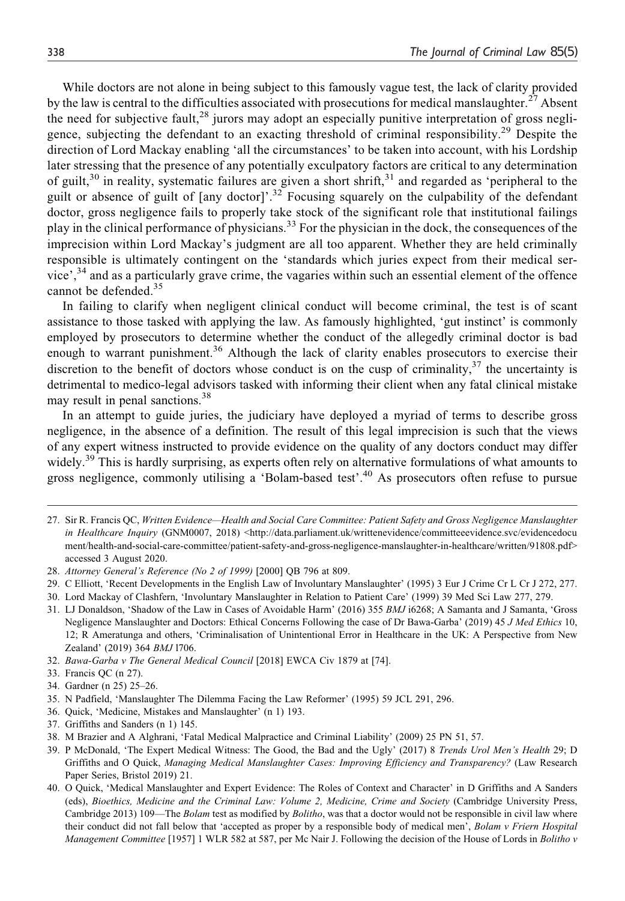While doctors are not alone in being subject to this famously vague test, the lack of clarity provided by the law is central to the difficulties associated with prosecutions for medical manslaughter.[27] Absent the need for subjective fault,[28] jurors may adopt an especially punitive interpretation of gross negligence, subjecting the defendant to an exacting threshold of criminal responsibility.[29] Despite the direction of Lord Mackay enabling 'all the circumstances' to be taken into account, with his Lordship later stressing that the presence of any potentially exculpatory factors are critical to any determination of guilt,[30] in reality, systematic failures are given a short shrift,[31] and regarded as 'peripheral to the guilt or absence of guilt of [any doctor]'.[32] Focusing squarely on the culpability of the defendant doctor, gross negligence fails to properly take stock of the significant role that institutional failings play in the clinical performance of physicians.[33] For the physician in the dock, the consequences of the imprecision within Lord Mackay's judgment are all too apparent. Whether they are held criminally responsible is ultimately contingent on the 'standards which juries expect from their medical service',[34] and as a particularly grave crime, the vagaries within such an essential element of the offence cannot be defended.[35]

In failing to clarify when negligent clinical conduct will become criminal, the test is of scant assistance to those tasked with applying the law. As famously highlighted, 'gut instinct' is commonly employed by prosecutors to determine whether the conduct of the allegedly criminal doctor is bad enough to warrant punishment.[36] Although the lack of clarity enables prosecutors to exercise their discretion to the benefit of doctors whose conduct is on the cusp of criminality,[37] the uncertainty is detrimental to medico-legal advisors tasked with informing their client when any fatal clinical mistake may result in penal sanctions.[38]

In an attempt to guide juries, the judiciary have deployed a myriad of terms to describe gross negligence, in the absence of a definition. The result of this legal imprecision is such that the views of any expert witness instructed to provide evidence on the quality of any doctors conduct may differ widely.[39] This is hardly surprising, as experts often rely on alternative formulations of what amounts to gross negligence, commonly utilising a 'Bolam-based test'.[40] As prosecutors often refuse to pursue

---

27. Sir R. Francis QC, *Written Evidence—Health and Social Care Committee: Patient Safety and Gross Negligence Manslaughter in Healthcare Inquiry* (GNM0007, 2018) <http://data.parliament.uk/writtenevidence/committeeevidence.svc/evidencedocument/health-and-social-care-committee/patient-safety-and-gross-negligence-manslaughter-in-healthcare/written/91808.pdf> accessed 3 August 2020.
28. *Attorney General's Reference (No 2 of 1999)* [2000] QB 796 at 809.
29. C Elliott, 'Recent Developments in the English Law of Involuntary Manslaughter' (1995) 3 Eur J Crime Cr L Cr J 272, 277.
30. Lord Mackay of Clashfern, 'Involuntary Manslaughter in Relation to Patient Care' (1999) 39 Med Sci Law 277, 279.
31. LJ Donaldson, 'Shadow of the Law in Cases of Avoidable Harm' (2016) 355 *BMJ* i6268; A Samanta and J Samanta, 'Gross Negligence Manslaughter and Doctors: Ethical Concerns Following the case of Dr Bawa-Garba' (2019) 45 *J Med Ethics* 10, 12; R Ameratunga and others, 'Criminalisation of Unintentional Error in Healthcare in the UK: A Perspective from New Zealand' (2019) 364 *BMJ* l706.
32. *Bawa-Garba v The General Medical Council* [2018] EWCA Civ 1879 at [74].
33. Francis QC (n 27).
34. Gardner (n 25) 25–26.
35. N Padfield, 'Manslaughter The Dilemma Facing the Law Reformer' (1995) 59 JCL 291, 296.
36. Quick, 'Medicine, Mistakes and Manslaughter' (n 1) 193.
37. Griffiths and Sanders (n 1) 145.
38. M Brazier and A Alghrani, 'Fatal Medical Malpractice and Criminal Liability' (2009) 25 PN 51, 57.
39. P McDonald, 'The Expert Medical Witness: The Good, the Bad and the Ugly' (2017) 8 *Trends Urol Men's Health* 29; D Griffiths and O Quick, *Managing Medical Manslaughter Cases: Improving Efficiency and Transparency?* (Law Research Paper Series, Bristol 2019) 21.
40. O Quick, 'Medical Manslaughter and Expert Evidence: The Roles of Context and Character' in D Griffiths and A Sanders (eds), *Bioethics, Medicine and the Criminal Law: Volume 2, Medicine, Crime and Society* (Cambridge University Press, Cambridge 2013) 109—The *Bolam* test as modified by *Bolitho*, was that a doctor would not be responsible in civil law where their conduct did not fall below that 'accepted as proper by a responsible body of medical men', *Bolam v Friern Hospital Management Committee* [1957] 1 WLR 582 at 587, per Mc Nair J. Following the decision of the House of Lords in *Bolitho v*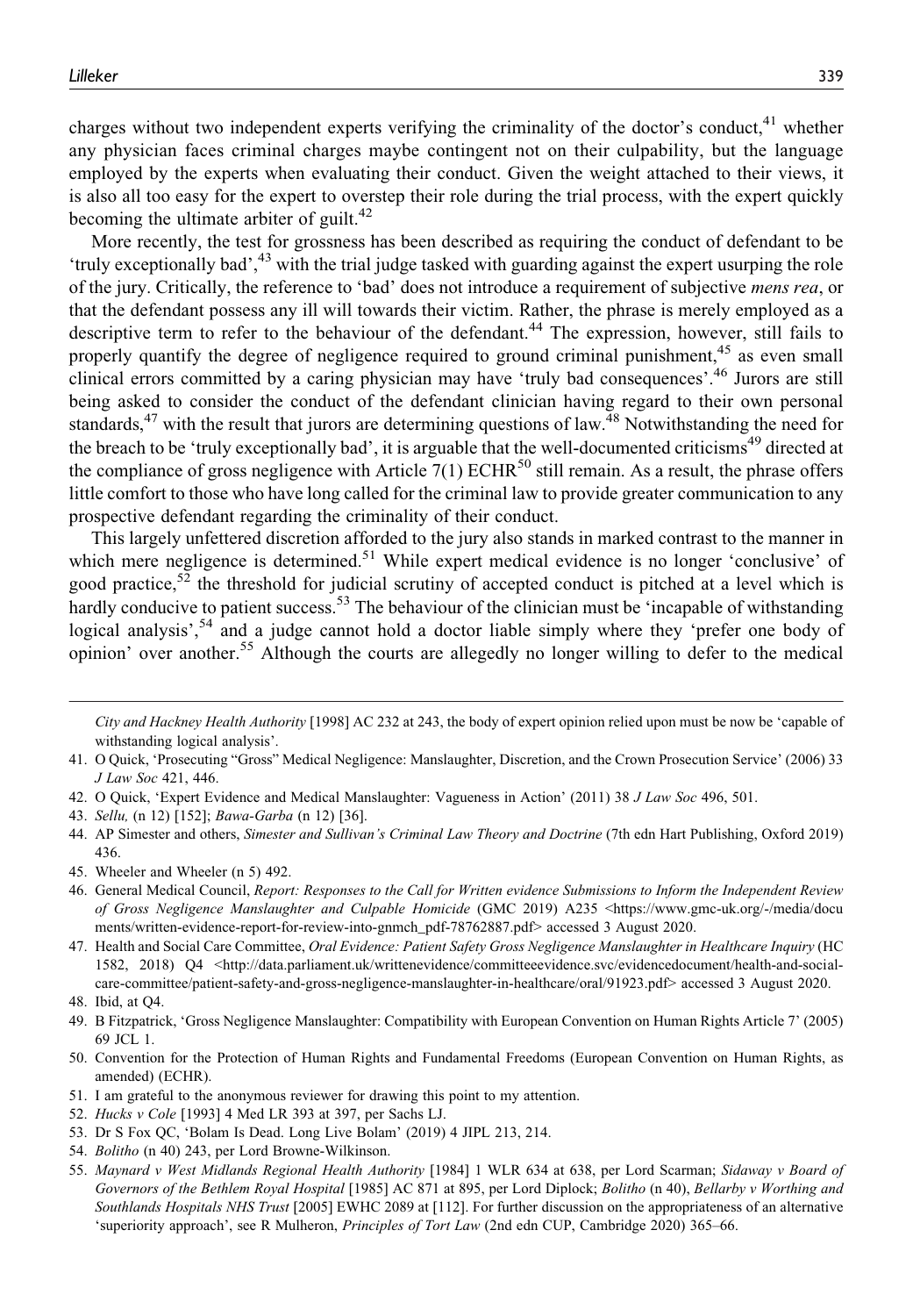charges without two independent experts verifying the criminality of the doctor's conduct,[41] whether any physician faces criminal charges maybe contingent not on their culpability, but the language employed by the experts when evaluating their conduct. Given the weight attached to their views, it is also all too easy for the expert to overstep their role during the trial process, with the expert quickly becoming the ultimate arbiter of guilt.[42]

More recently, the test for grossness has been described as requiring the conduct of defendant to be 'truly exceptionally bad',[43] with the trial judge tasked with guarding against the expert usurping the role of the jury. Critically, the reference to 'bad' does not introduce a requirement of subjective *mens rea*, or that the defendant possess any ill will towards their victim. Rather, the phrase is merely employed as a descriptive term to refer to the behaviour of the defendant.[44] The expression, however, still fails to properly quantify the degree of negligence required to ground criminal punishment,[45] as even small clinical errors committed by a caring physician may have 'truly bad consequences'.[46] Jurors are still being asked to consider the conduct of the defendant clinician having regard to their own personal standards,[47] with the result that jurors are determining questions of law.[48] Notwithstanding the need for the breach to be 'truly exceptionally bad', it is arguable that the well-documented criticisms[49] directed at the compliance of gross negligence with Article 7(1) ECHR[50] still remain. As a result, the phrase offers little comfort to those who have long called for the criminal law to provide greater communication to any prospective defendant regarding the criminality of their conduct.

This largely unfettered discretion afforded to the jury also stands in marked contrast to the manner in which mere negligence is determined.[51] While expert medical evidence is no longer 'conclusive' of good practice,[52] the threshold for judicial scrutiny of accepted conduct is pitched at a level which is hardly conducive to patient success.[53] The behaviour of the clinician must be 'incapable of withstanding logical analysis',[54] and a judge cannot hold a doctor liable simply where they 'prefer one body of opinion' over another.[55] Although the courts are allegedly no longer willing to defer to the medical

*City and Hackney Health Authority* [1998] AC 232 at 243, the body of expert opinion relied upon must be now be 'capable of withstanding logical analysis'.

41. O Quick, 'Prosecuting "Gross" Medical Negligence: Manslaughter, Discretion, and the Crown Prosecution Service' (2006) 33 *J Law Soc* 421, 446.
42. O Quick, 'Expert Evidence and Medical Manslaughter: Vagueness in Action' (2011) 38 *J Law Soc* 496, 501.
43. *Sellu,* (n 12) [152]; *Bawa-Garba* (n 12) [36].
44. AP Simester and others, *Simester and Sullivan's Criminal Law Theory and Doctrine* (7th edn Hart Publishing, Oxford 2019) 436.
45. Wheeler and Wheeler (n 5) 492.
46. General Medical Council, *Report: Responses to the Call for Written evidence Submissions to Inform the Independent Review of Gross Negligence Manslaughter and Culpable Homicide* (GMC 2019) A235 <https://www.gmc-uk.org/-/media/documents/written-evidence-report-for-review-into-gnmch_pdf-78762887.pdf> accessed 3 August 2020.
47. Health and Social Care Committee, *Oral Evidence: Patient Safety Gross Negligence Manslaughter in Healthcare Inquiry* (HC 1582, 2018) Q4 <http://data.parliament.uk/writtenevidence/committeeevidence.svc/evidencedocument/health-and-social-care-committee/patient-safety-and-gross-negligence-manslaughter-in-healthcare/oral/91923.pdf> accessed 3 August 2020.
48. Ibid, at Q4.
49. B Fitzpatrick, 'Gross Negligence Manslaughter: Compatibility with European Convention on Human Rights Article 7' (2005) 69 JCL 1.
50. Convention for the Protection of Human Rights and Fundamental Freedoms (European Convention on Human Rights, as amended) (ECHR).
51. I am grateful to the anonymous reviewer for drawing this point to my attention.
52. *Hucks v Cole* [1993] 4 Med LR 393 at 397, per Sachs LJ.
53. Dr S Fox QC, 'Bolam Is Dead. Long Live Bolam' (2019) 4 JIPL 213, 214.
54. *Bolitho* (n 40) 243, per Lord Browne-Wilkinson.
55. *Maynard v West Midlands Regional Health Authority* [1984] 1 WLR 634 at 638, per Lord Scarman; *Sidaway v Board of Governors of the Bethlem Royal Hospital* [1985] AC 871 at 895, per Lord Diplock; *Bolitho* (n 40), *Bellarby v Worthing and Southlands Hospitals NHS Trust* [2005] EWHC 2089 at [112]. For further discussion on the appropriateness of an alternative 'superiority approach', see R Mulheron, *Principles of Tort Law* (2nd edn CUP, Cambridge 2020) 365–66.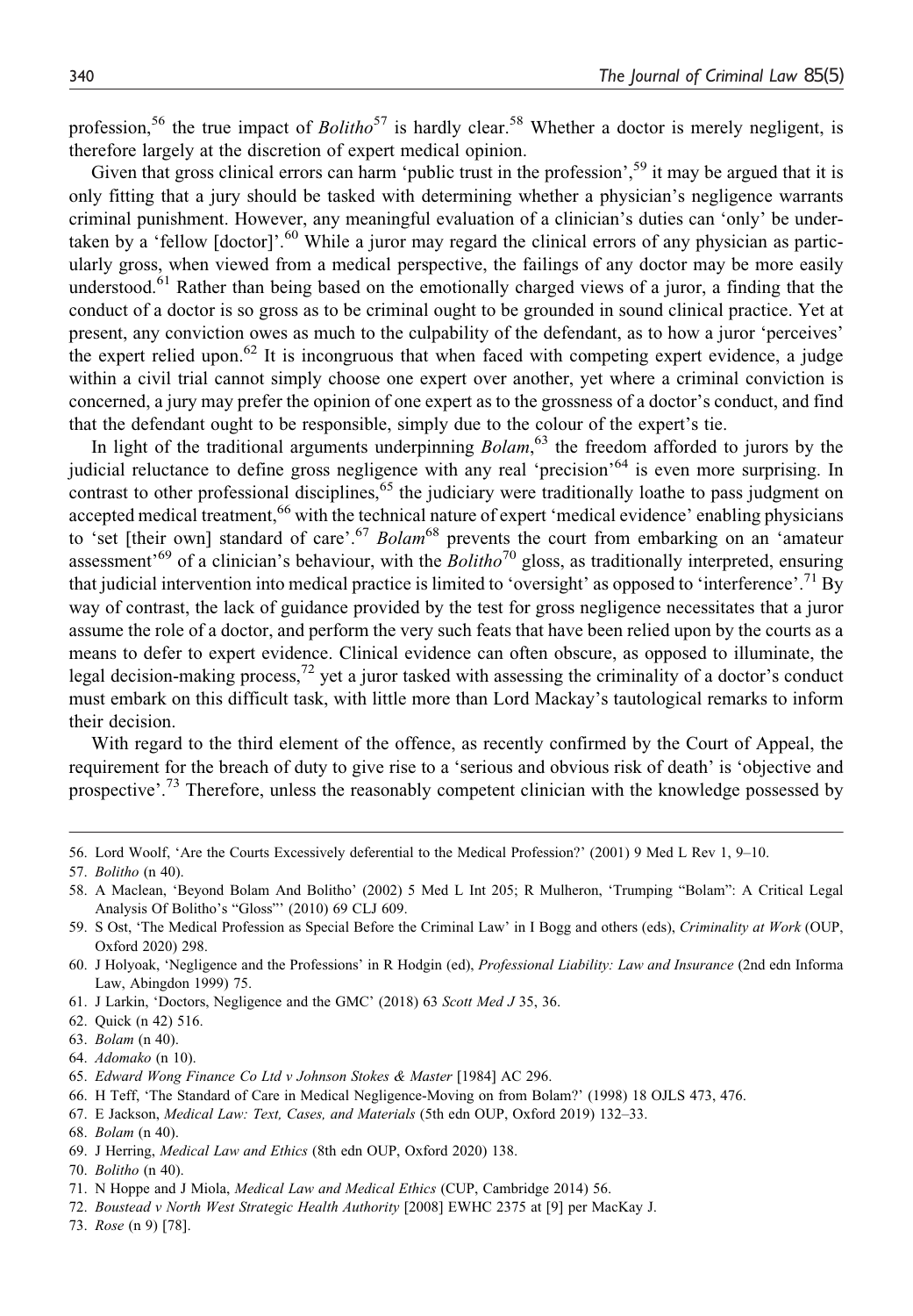profession,[56] the true impact of *Bolitho*[57] is hardly clear.[58] Whether a doctor is merely negligent, is therefore largely at the discretion of expert medical opinion.

Given that gross clinical errors can harm 'public trust in the profession',[59] it may be argued that it is only fitting that a jury should be tasked with determining whether a physician's negligence warrants criminal punishment. However, any meaningful evaluation of a clinician's duties can 'only' be undertaken by a 'fellow [doctor]'.[60] While a juror may regard the clinical errors of any physician as particularly gross, when viewed from a medical perspective, the failings of any doctor may be more easily understood.[61] Rather than being based on the emotionally charged views of a juror, a finding that the conduct of a doctor is so gross as to be criminal ought to be grounded in sound clinical practice. Yet at present, any conviction owes as much to the culpability of the defendant, as to how a juror 'perceives' the expert relied upon.[62] It is incongruous that when faced with competing expert evidence, a judge within a civil trial cannot simply choose one expert over another, yet where a criminal conviction is concerned, a jury may prefer the opinion of one expert as to the grossness of a doctor's conduct, and find that the defendant ought to be responsible, simply due to the colour of the expert's tie.

In light of the traditional arguments underpinning *Bolam*,[63] the freedom afforded to jurors by the judicial reluctance to define gross negligence with any real 'precision'[64] is even more surprising. In contrast to other professional disciplines,[65] the judiciary were traditionally loathe to pass judgment on accepted medical treatment,[66] with the technical nature of expert 'medical evidence' enabling physicians to 'set [their own] standard of care'.[67] *Bolam*[68] prevents the court from embarking on an 'amateur assessment'[69] of a clinician's behaviour, with the *Bolitho*[70] gloss, as traditionally interpreted, ensuring that judicial intervention into medical practice is limited to 'oversight' as opposed to 'interference'.[71] By way of contrast, the lack of guidance provided by the test for gross negligence necessitates that a juror assume the role of a doctor, and perform the very such feats that have been relied upon by the courts as a means to defer to expert evidence. Clinical evidence can often obscure, as opposed to illuminate, the legal decision-making process,[72] yet a juror tasked with assessing the criminality of a doctor's conduct must embark on this difficult task, with little more than Lord Mackay's tautological remarks to inform their decision.

With regard to the third element of the offence, as recently confirmed by the Court of Appeal, the requirement for the breach of duty to give rise to a 'serious and obvious risk of death' is 'objective and prospective'.[73] Therefore, unless the reasonably competent clinician with the knowledge possessed by

---

56. Lord Woolf, 'Are the Courts Excessively deferential to the Medical Profession?' (2001) 9 Med L Rev 1, 9–10.
57. *Bolitho* (n 40).
58. A Maclean, 'Beyond Bolam And Bolitho' (2002) 5 Med L Int 205; R Mulheron, 'Trumping "Bolam": A Critical Legal Analysis Of Bolitho's "Gloss"' (2010) 69 CLJ 609.
59. S Ost, 'The Medical Profession as Special Before the Criminal Law' in I Bogg and others (eds), *Criminality at Work* (OUP, Oxford 2020) 298.
60. J Holyoak, 'Negligence and the Professions' in R Hodgin (ed), *Professional Liability: Law and Insurance* (2nd edn Informa Law, Abingdon 1999) 75.
61. J Larkin, 'Doctors, Negligence and the GMC' (2018) 63 *Scott Med J* 35, 36.
62. Quick (n 42) 516.
63. *Bolam* (n 40).
64. *Adomako* (n 10).
65. *Edward Wong Finance Co Ltd v Johnson Stokes & Master* [1984] AC 296.
66. H Teff, 'The Standard of Care in Medical Negligence-Moving on from Bolam?' (1998) 18 OJLS 473, 476.
67. E Jackson, *Medical Law: Text, Cases, and Materials* (5th edn OUP, Oxford 2019) 132–33.
68. *Bolam* (n 40).
69. J Herring, *Medical Law and Ethics* (8th edn OUP, Oxford 2020) 138.
70. *Bolitho* (n 40).
71. N Hoppe and J Miola, *Medical Law and Medical Ethics* (CUP, Cambridge 2014) 56.
72. *Boustead v North West Strategic Health Authority* [2008] EWHC 2375 at [9] per MacKay J.
73. *Rose* (n 9) [78].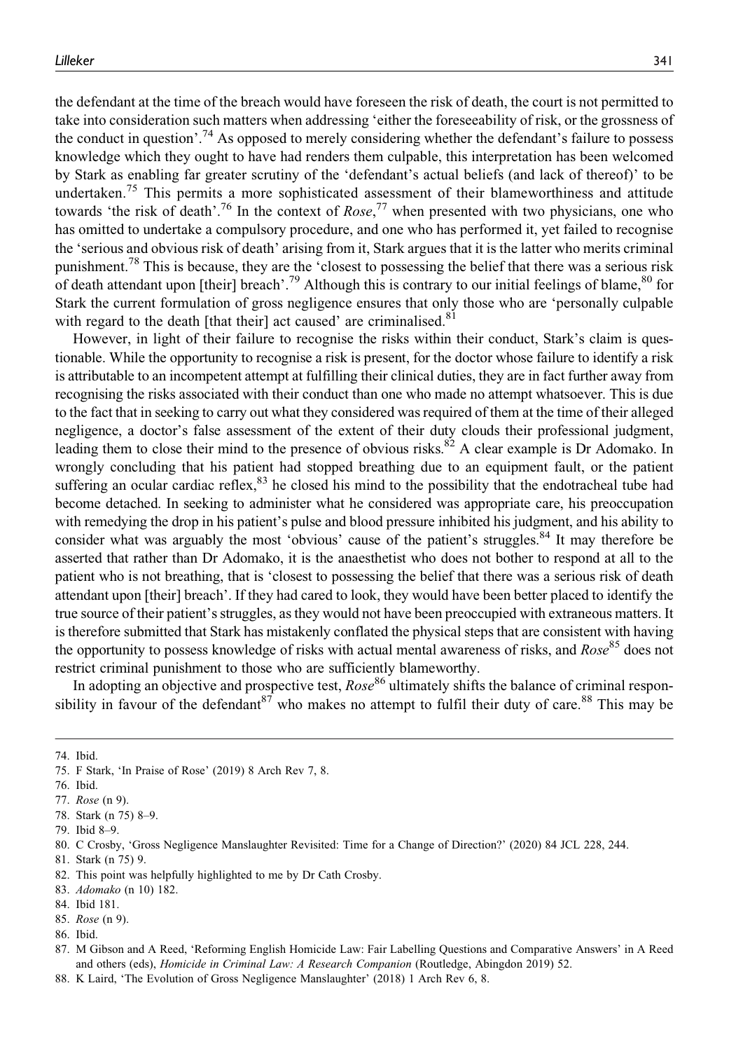the defendant at the time of the breach would have foreseen the risk of death, the court is not permitted to take into consideration such matters when addressing 'either the foreseeability of risk, or the grossness of the conduct in question'.[74] As opposed to merely considering whether the defendant's failure to possess knowledge which they ought to have had renders them culpable, this interpretation has been welcomed by Stark as enabling far greater scrutiny of the 'defendant's actual beliefs (and lack of thereof)' to be undertaken.[75] This permits a more sophisticated assessment of their blameworthiness and attitude towards 'the risk of death'.[76] In the context of *Rose*,[77] when presented with two physicians, one who has omitted to undertake a compulsory procedure, and one who has performed it, yet failed to recognise the 'serious and obvious risk of death' arising from it, Stark argues that it is the latter who merits criminal punishment.[78] This is because, they are the 'closest to possessing the belief that there was a serious risk of death attendant upon [their] breach'.[79] Although this is contrary to our initial feelings of blame,[80] for Stark the current formulation of gross negligence ensures that only those who are 'personally culpable with regard to the death [that their] act caused' are criminalised.[81]

However, in light of their failure to recognise the risks within their conduct, Stark's claim is questionable. While the opportunity to recognise a risk is present, for the doctor whose failure to identify a risk is attributable to an incompetent attempt at fulfilling their clinical duties, they are in fact further away from recognising the risks associated with their conduct than one who made no attempt whatsoever. This is due to the fact that in seeking to carry out what they considered was required of them at the time of their alleged negligence, a doctor's false assessment of the extent of their duty clouds their professional judgment, leading them to close their mind to the presence of obvious risks.[82] A clear example is Dr Adomako. In wrongly concluding that his patient had stopped breathing due to an equipment fault, or the patient suffering an ocular cardiac reflex,[83] he closed his mind to the possibility that the endotracheal tube had become detached. In seeking to administer what he considered was appropriate care, his preoccupation with remedying the drop in his patient's pulse and blood pressure inhibited his judgment, and his ability to consider what was arguably the most 'obvious' cause of the patient's struggles.[84] It may therefore be asserted that rather than Dr Adomako, it is the anaesthetist who does not bother to respond at all to the patient who is not breathing, that is 'closest to possessing the belief that there was a serious risk of death attendant upon [their] breach'. If they had cared to look, they would have been better placed to identify the true source of their patient's struggles, as they would not have been preoccupied with extraneous matters. It is therefore submitted that Stark has mistakenly conflated the physical steps that are consistent with having the opportunity to possess knowledge of risks with actual mental awareness of risks, and *Rose*[85] does not restrict criminal punishment to those who are sufficiently blameworthy.

In adopting an objective and prospective test, *Rose*[86] ultimately shifts the balance of criminal responsibility in favour of the defendant[87] who makes no attempt to fulfil their duty of care.[88] This may be

---

74. Ibid.
75. F Stark, 'In Praise of Rose' (2019) 8 Arch Rev 7, 8.
76. Ibid.
77. *Rose* (n 9).
78. Stark (n 75) 8–9.
79. Ibid 8–9.
80. C Crosby, 'Gross Negligence Manslaughter Revisited: Time for a Change of Direction?' (2020) 84 JCL 228, 244.
81. Stark (n 75) 9.
82. This point was helpfully highlighted to me by Dr Cath Crosby.
83. *Adomako* (n 10) 182.
84. Ibid 181.
85. *Rose* (n 9).
86. Ibid.
87. M Gibson and A Reed, 'Reforming English Homicide Law: Fair Labelling Questions and Comparative Answers' in A Reed and others (eds), *Homicide in Criminal Law: A Research Companion* (Routledge, Abingdon 2019) 52.
88. K Laird, 'The Evolution of Gross Negligence Manslaughter' (2018) 1 Arch Rev 6, 8.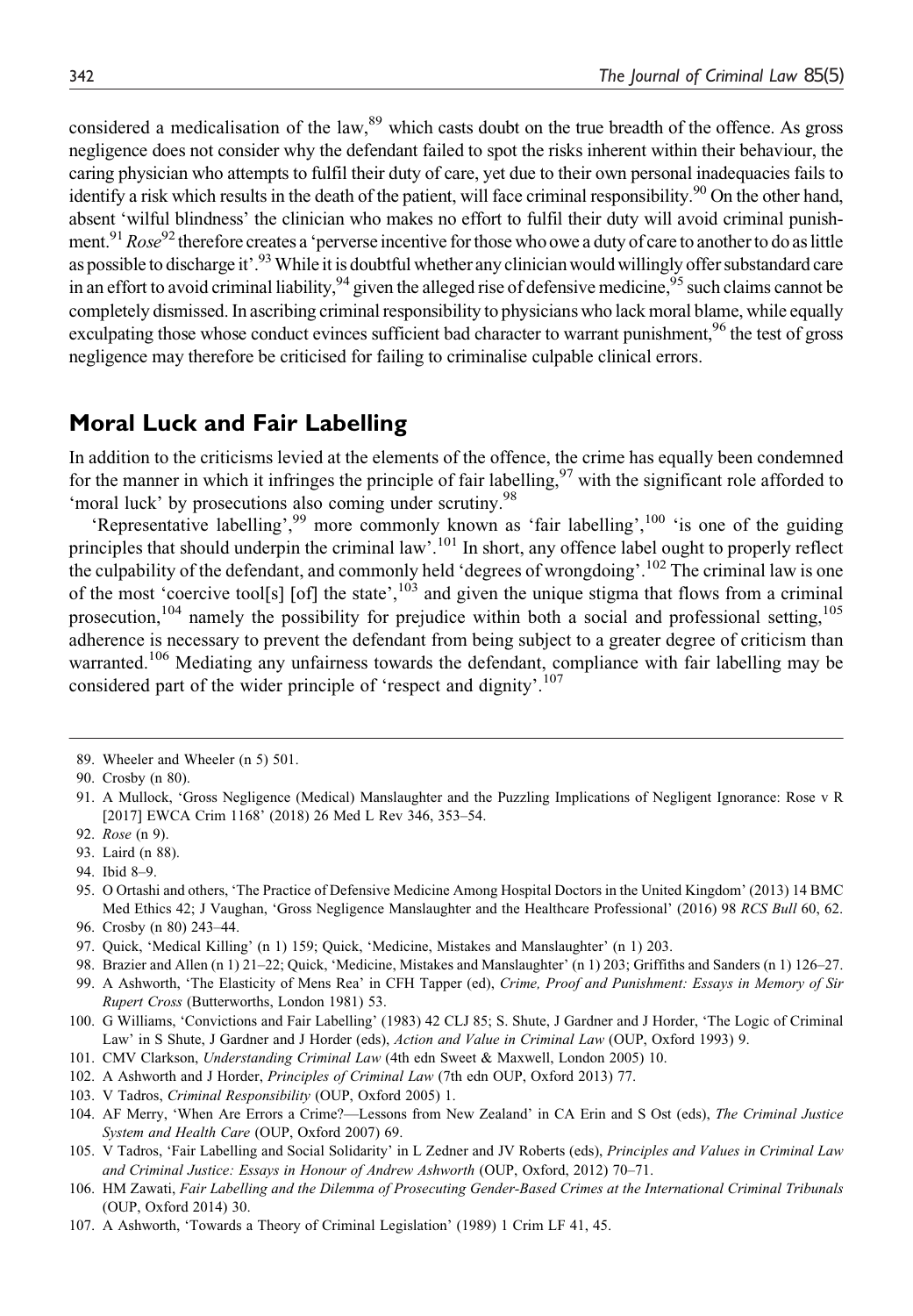considered a medicalisation of the law,[89] which casts doubt on the true breadth of the offence. As gross negligence does not consider why the defendant failed to spot the risks inherent within their behaviour, the caring physician who attempts to fulfil their duty of care, yet due to their own personal inadequacies fails to identify a risk which results in the death of the patient, will face criminal responsibility.[90] On the other hand, absent 'wilful blindness' the clinician who makes no effort to fulfil their duty will avoid criminal punishment.[91] *Rose*[92] therefore creates a 'perverse incentive for those who owe a duty of care to another to do as little as possible to discharge it'.[93] While it is doubtful whether any clinician would willingly offer substandard care in an effort to avoid criminal liability,[94] given the alleged rise of defensive medicine,[95] such claims cannot be completely dismissed. In ascribing criminal responsibility to physicians who lack moral blame, while equally exculpating those whose conduct evinces sufficient bad character to warrant punishment,[96] the test of gross negligence may therefore be criticised for failing to criminalise culpable clinical errors.

## Moral Luck and Fair Labelling

In addition to the criticisms levied at the elements of the offence, the crime has equally been condemned for the manner in which it infringes the principle of fair labelling,[97] with the significant role afforded to 'moral luck' by prosecutions also coming under scrutiny.[98]

'Representative labelling',[99] more commonly known as 'fair labelling',[100] 'is one of the guiding principles that should underpin the criminal law'.[101] In short, any offence label ought to properly reflect the culpability of the defendant, and commonly held 'degrees of wrongdoing'.[102] The criminal law is one of the most 'coercive tool[s] [of] the state',[103] and given the unique stigma that flows from a criminal prosecution,[104] namely the possibility for prejudice within both a social and professional setting,[105] adherence is necessary to prevent the defendant from being subject to a greater degree of criticism than warranted.[106] Mediating any unfairness towards the defendant, compliance with fair labelling may be considered part of the wider principle of 'respect and dignity'.[107]

---

89. Wheeler and Wheeler (n 5) 501.
90. Crosby (n 80).
91. A Mullock, 'Gross Negligence (Medical) Manslaughter and the Puzzling Implications of Negligent Ignorance: Rose v R [2017] EWCA Crim 1168' (2018) 26 Med L Rev 346, 353–54.
92. *Rose* (n 9).
93. Laird (n 88).
94. Ibid 8–9.
95. O Ortashi and others, 'The Practice of Defensive Medicine Among Hospital Doctors in the United Kingdom' (2013) 14 BMC Med Ethics 42; J Vaughan, 'Gross Negligence Manslaughter and the Healthcare Professional' (2016) 98 *RCS Bull* 60, 62.
96. Crosby (n 80) 243–44.
97. Quick, 'Medical Killing' (n 1) 159; Quick, 'Medicine, Mistakes and Manslaughter' (n 1) 203.
98. Brazier and Allen (n 1) 21–22; Quick, 'Medicine, Mistakes and Manslaughter' (n 1) 203; Griffiths and Sanders (n 1) 126–27.
99. A Ashworth, 'The Elasticity of Mens Rea' in CFH Tapper (ed), *Crime, Proof and Punishment: Essays in Memory of Sir Rupert Cross* (Butterworths, London 1981) 53.
100. G Williams, 'Convictions and Fair Labelling' (1983) 42 CLJ 85; S. Shute, J Gardner and J Horder, 'The Logic of Criminal Law' in S Shute, J Gardner and J Horder (eds), *Action and Value in Criminal Law* (OUP, Oxford 1993) 9.
101. CMV Clarkson, *Understanding Criminal Law* (4th edn Sweet & Maxwell, London 2005) 10.
102. A Ashworth and J Horder, *Principles of Criminal Law* (7th edn OUP, Oxford 2013) 77.
103. V Tadros, *Criminal Responsibility* (OUP, Oxford 2005) 1.
104. AF Merry, 'When Are Errors a Crime?—Lessons from New Zealand' in CA Erin and S Ost (eds), *The Criminal Justice System and Health Care* (OUP, Oxford 2007) 69.
105. V Tadros, 'Fair Labelling and Social Solidarity' in L Zedner and JV Roberts (eds), *Principles and Values in Criminal Law and Criminal Justice: Essays in Honour of Andrew Ashworth* (OUP, Oxford, 2012) 70–71.
106. HM Zawati, *Fair Labelling and the Dilemma of Prosecuting Gender-Based Crimes at the International Criminal Tribunals* (OUP, Oxford 2014) 30.
107. A Ashworth, 'Towards a Theory of Criminal Legislation' (1989) 1 Crim LF 41, 45.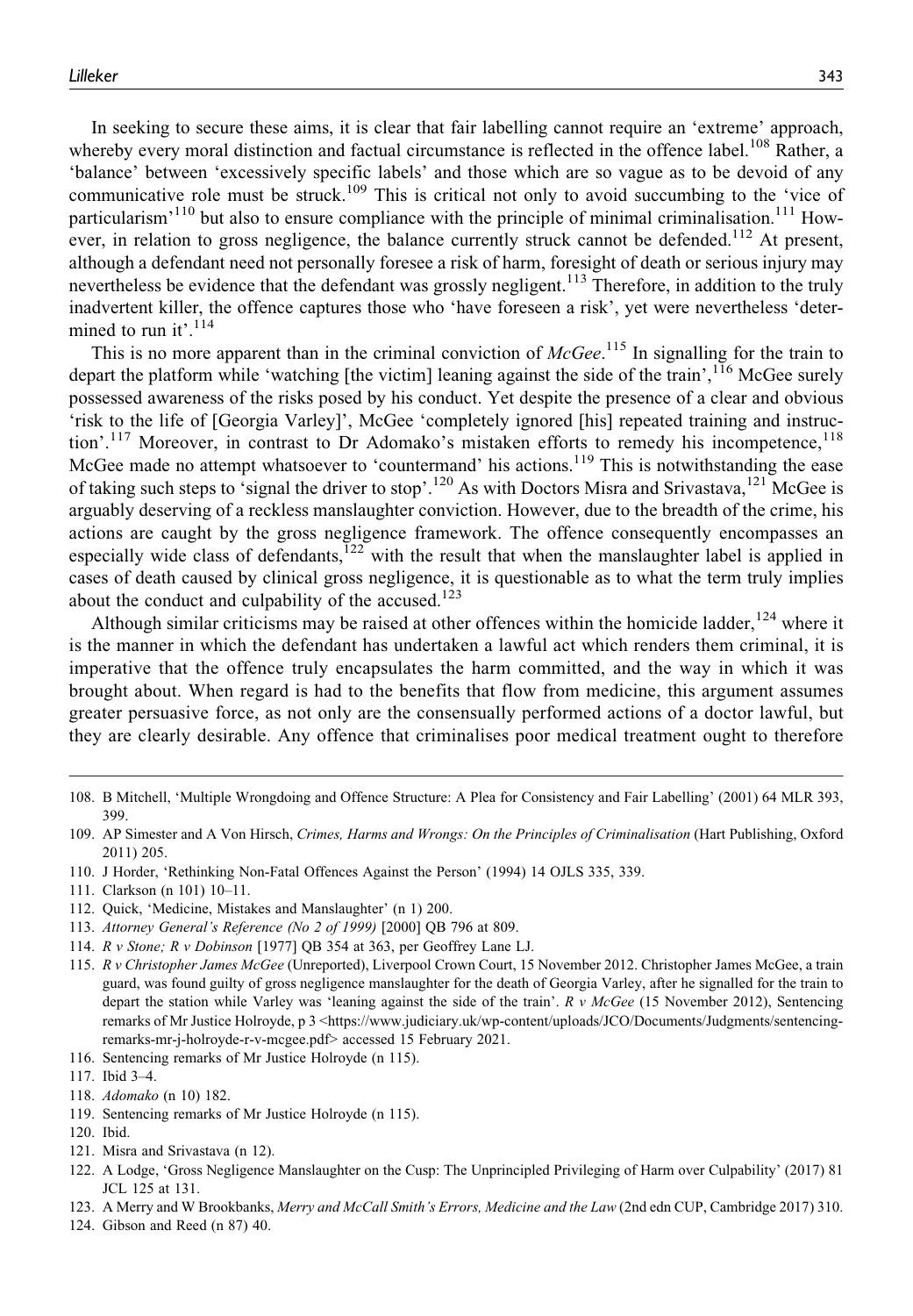In seeking to secure these aims, it is clear that fair labelling cannot require an 'extreme' approach, whereby every moral distinction and factual circumstance is reflected in the offence label.[108] Rather, a 'balance' between 'excessively specific labels' and those which are so vague as to be devoid of any communicative role must be struck.[109] This is critical not only to avoid succumbing to the 'vice of particularism'[110] but also to ensure compliance with the principle of minimal criminalisation.[111] However, in relation to gross negligence, the balance currently struck cannot be defended.[112] At present, although a defendant need not personally foresee a risk of harm, foresight of death or serious injury may nevertheless be evidence that the defendant was grossly negligent.[113] Therefore, in addition to the truly inadvertent killer, the offence captures those who 'have foreseen a risk', yet were nevertheless 'determined to run it'.[114]

This is no more apparent than in the criminal conviction of *McGee*.[115] In signalling for the train to depart the platform while 'watching [the victim] leaning against the side of the train',[116] McGee surely possessed awareness of the risks posed by his conduct. Yet despite the presence of a clear and obvious 'risk to the life of [Georgia Varley]', McGee 'completely ignored [his] repeated training and instruction'.[117] Moreover, in contrast to Dr Adomako's mistaken efforts to remedy his incompetence,[118] McGee made no attempt whatsoever to 'countermand' his actions.[119] This is notwithstanding the ease of taking such steps to 'signal the driver to stop'.[120] As with Doctors Misra and Srivastava,[121] McGee is arguably deserving of a reckless manslaughter conviction. However, due to the breadth of the crime, his actions are caught by the gross negligence framework. The offence consequently encompasses an especially wide class of defendants,[122] with the result that when the manslaughter label is applied in cases of death caused by clinical gross negligence, it is questionable as to what the term truly implies about the conduct and culpability of the accused.[123]

Although similar criticisms may be raised at other offences within the homicide ladder,[124] where it is the manner in which the defendant has undertaken a lawful act which renders them criminal, it is imperative that the offence truly encapsulates the harm committed, and the way in which it was brought about. When regard is had to the benefits that flow from medicine, this argument assumes greater persuasive force, as not only are the consensually performed actions of a doctor lawful, but they are clearly desirable. Any offence that criminalises poor medical treatment ought to therefore

---

108. B Mitchell, 'Multiple Wrongdoing and Offence Structure: A Plea for Consistency and Fair Labelling' (2001) 64 MLR 393, 399.
109. AP Simester and A Von Hirsch, *Crimes, Harms and Wrongs: On the Principles of Criminalisation* (Hart Publishing, Oxford 2011) 205.
110. J Horder, 'Rethinking Non-Fatal Offences Against the Person' (1994) 14 OJLS 335, 339.
111. Clarkson (n 101) 10–11.
112. Quick, 'Medicine, Mistakes and Manslaughter' (n 1) 200.
113. *Attorney General's Reference (No 2 of 1999)* [2000] QB 796 at 809.
114. *R v Stone; R v Dobinson* [1977] QB 354 at 363, per Geoffrey Lane LJ.
115. *R v Christopher James McGee* (Unreported), Liverpool Crown Court, 15 November 2012. Christopher James McGee, a train guard, was found guilty of gross negligence manslaughter for the death of Georgia Varley, after he signalled for the train to depart the station while Varley was 'leaning against the side of the train'. *R v McGee* (15 November 2012), Sentencing remarks of Mr Justice Holroyde, p 3 <https://www.judiciary.uk/wp-content/uploads/JCO/Documents/Judgments/sentencing-remarks-mr-j-holroyde-r-v-mcgee.pdf> accessed 15 February 2021.
116. Sentencing remarks of Mr Justice Holroyde (n 115).
117. Ibid 3–4.
118. *Adomako* (n 10) 182.
119. Sentencing remarks of Mr Justice Holroyde (n 115).
120. Ibid.
121. Misra and Srivastava (n 12).
122. A Lodge, 'Gross Negligence Manslaughter on the Cusp: The Unprincipled Privileging of Harm over Culpability' (2017) 81 JCL 125 at 131.
123. A Merry and W Brookbanks, *Merry and McCall Smith's Errors, Medicine and the Law* (2nd edn CUP, Cambridge 2017) 310.
124. Gibson and Reed (n 87) 40.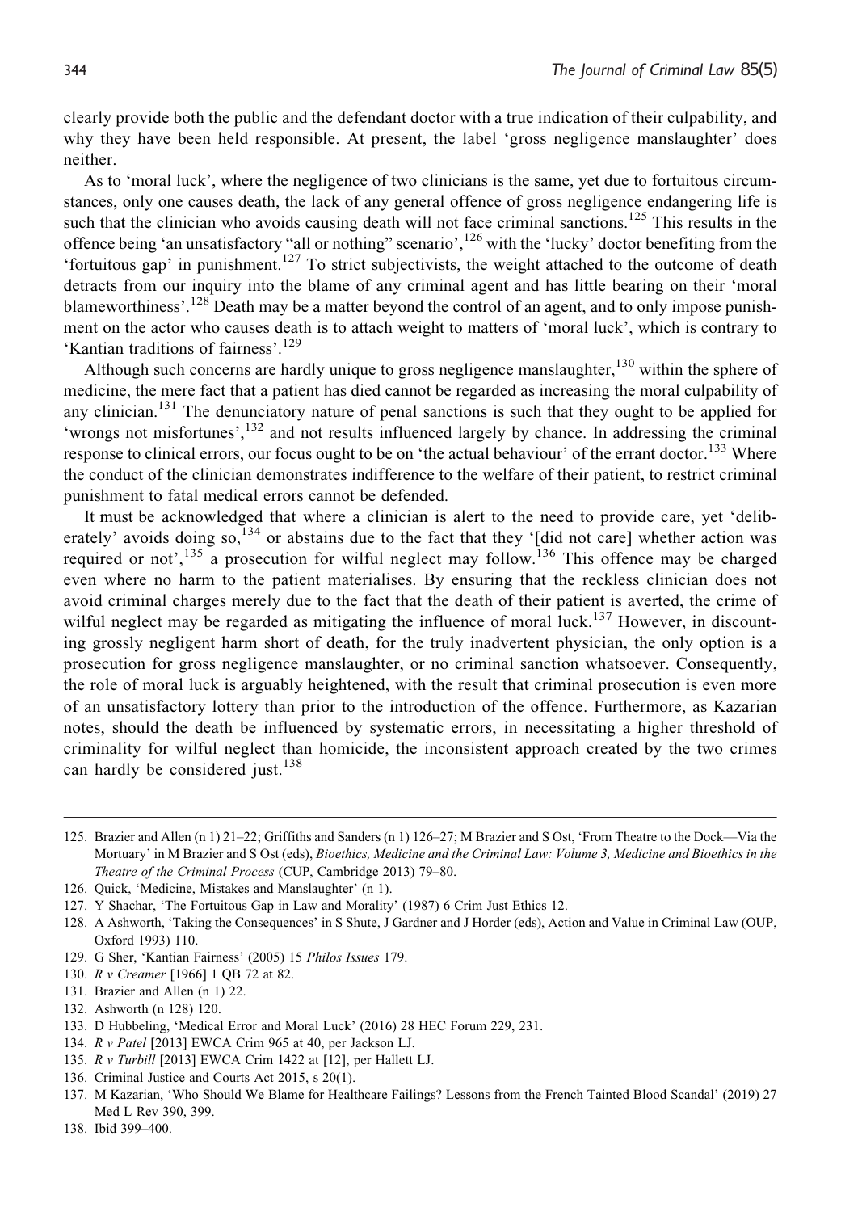clearly provide both the public and the defendant doctor with a true indication of their culpability, and why they have been held responsible. At present, the label 'gross negligence manslaughter' does neither.

As to 'moral luck', where the negligence of two clinicians is the same, yet due to fortuitous circumstances, only one causes death, the lack of any general offence of gross negligence endangering life is such that the clinician who avoids causing death will not face criminal sanctions.[125] This results in the offence being 'an unsatisfactory "all or nothing" scenario',[126] with the 'lucky' doctor benefiting from the 'fortuitous gap' in punishment.[127] To strict subjectivists, the weight attached to the outcome of death detracts from our inquiry into the blame of any criminal agent and has little bearing on their 'moral blameworthiness'.[128] Death may be a matter beyond the control of an agent, and to only impose punishment on the actor who causes death is to attach weight to matters of 'moral luck', which is contrary to 'Kantian traditions of fairness'.[129]

Although such concerns are hardly unique to gross negligence manslaughter,[130] within the sphere of medicine, the mere fact that a patient has died cannot be regarded as increasing the moral culpability of any clinician.[131] The denunciatory nature of penal sanctions is such that they ought to be applied for 'wrongs not misfortunes',[132] and not results influenced largely by chance. In addressing the criminal response to clinical errors, our focus ought to be on 'the actual behaviour' of the errant doctor.[133] Where the conduct of the clinician demonstrates indifference to the welfare of their patient, to restrict criminal punishment to fatal medical errors cannot be defended.

It must be acknowledged that where a clinician is alert to the need to provide care, yet 'deliberately' avoids doing so,[134] or abstains due to the fact that they '[did not care] whether action was required or not',[135] a prosecution for wilful neglect may follow.[136] This offence may be charged even where no harm to the patient materialises. By ensuring that the reckless clinician does not avoid criminal charges merely due to the fact that the death of their patient is averted, the crime of wilful neglect may be regarded as mitigating the influence of moral luck.[137] However, in discounting grossly negligent harm short of death, for the truly inadvertent physician, the only option is a prosecution for gross negligence manslaughter, or no criminal sanction whatsoever. Consequently, the role of moral luck is arguably heightened, with the result that criminal prosecution is even more of an unsatisfactory lottery than prior to the introduction of the offence. Furthermore, as Kazarian notes, should the death be influenced by systematic errors, in necessitating a higher threshold of criminality for wilful neglect than homicide, the inconsistent approach created by the two crimes can hardly be considered just.[138]

---

125. Brazier and Allen (n 1) 21–22; Griffiths and Sanders (n 1) 126–27; M Brazier and S Ost, 'From Theatre to the Dock—Via the Mortuary' in M Brazier and S Ost (eds), *Bioethics, Medicine and the Criminal Law: Volume 3, Medicine and Bioethics in the Theatre of the Criminal Process* (CUP, Cambridge 2013) 79–80.
126. Quick, 'Medicine, Mistakes and Manslaughter' (n 1).
127. Y Shachar, 'The Fortuitous Gap in Law and Morality' (1987) 6 Crim Just Ethics 12.
128. A Ashworth, 'Taking the Consequences' in S Shute, J Gardner and J Horder (eds), Action and Value in Criminal Law (OUP, Oxford 1993) 110.
129. G Sher, 'Kantian Fairness' (2005) 15 *Philos Issues* 179.
130. *R v Creamer* [1966] 1 QB 72 at 82.
131. Brazier and Allen (n 1) 22.
132. Ashworth (n 128) 120.
133. D Hubbeling, 'Medical Error and Moral Luck' (2016) 28 HEC Forum 229, 231.
134. *R v Patel* [2013] EWCA Crim 965 at 40, per Jackson LJ.
135. *R v Turbill* [2013] EWCA Crim 1422 at [12], per Hallett LJ.
136. Criminal Justice and Courts Act 2015, s 20(1).
137. M Kazarian, 'Who Should We Blame for Healthcare Failings? Lessons from the French Tainted Blood Scandal' (2019) 27 Med L Rev 390, 399.
138. Ibid 399–400.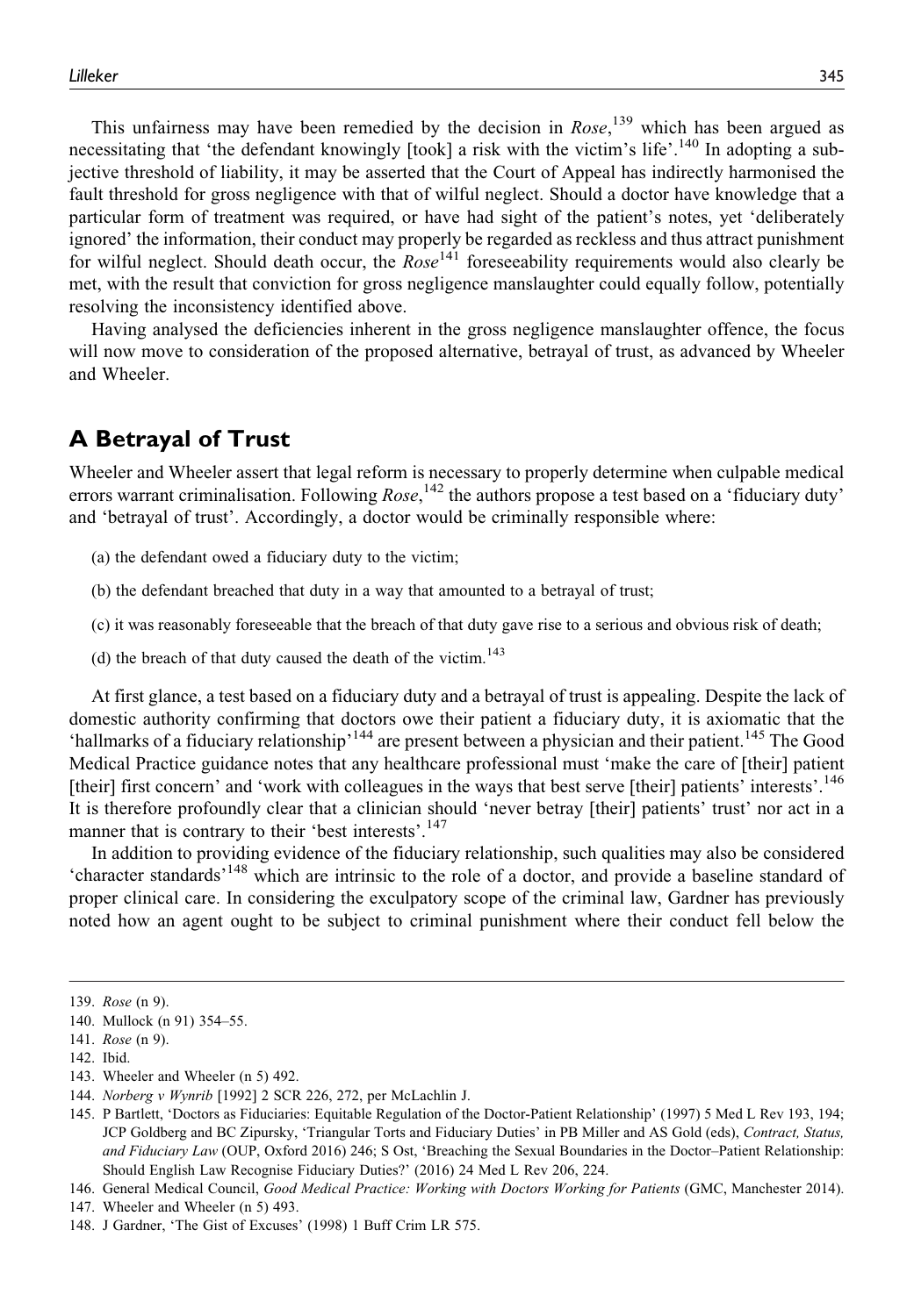This unfairness may have been remedied by the decision in *Rose*,[139] which has been argued as necessitating that 'the defendant knowingly [took] a risk with the victim's life'.[140] In adopting a subjective threshold of liability, it may be asserted that the Court of Appeal has indirectly harmonised the fault threshold for gross negligence with that of wilful neglect. Should a doctor have knowledge that a particular form of treatment was required, or have had sight of the patient's notes, yet 'deliberately ignored' the information, their conduct may properly be regarded as reckless and thus attract punishment for wilful neglect. Should death occur, the *Rose*[141] foreseeability requirements would also clearly be met, with the result that conviction for gross negligence manslaughter could equally follow, potentially resolving the inconsistency identified above.

Having analysed the deficiencies inherent in the gross negligence manslaughter offence, the focus will now move to consideration of the proposed alternative, betrayal of trust, as advanced by Wheeler and Wheeler.

## A Betrayal of Trust

Wheeler and Wheeler assert that legal reform is necessary to properly determine when culpable medical errors warrant criminalisation. Following *Rose*,[142] the authors propose a test based on a 'fiduciary duty' and 'betrayal of trust'. Accordingly, a doctor would be criminally responsible where:

(a) the defendant owed a fiduciary duty to the victim;

(b) the defendant breached that duty in a way that amounted to a betrayal of trust;

(c) it was reasonably foreseeable that the breach of that duty gave rise to a serious and obvious risk of death;

(d) the breach of that duty caused the death of the victim.[143]

At first glance, a test based on a fiduciary duty and a betrayal of trust is appealing. Despite the lack of domestic authority confirming that doctors owe their patient a fiduciary duty, it is axiomatic that the 'hallmarks of a fiduciary relationship'[144] are present between a physician and their patient.[145] The Good Medical Practice guidance notes that any healthcare professional must 'make the care of [their] patient [their] first concern' and 'work with colleagues in the ways that best serve [their] patients' interests'.[146] It is therefore profoundly clear that a clinician should 'never betray [their] patients' trust' nor act in a manner that is contrary to their 'best interests'.[147]

In addition to providing evidence of the fiduciary relationship, such qualities may also be considered 'character standards'[148] which are intrinsic to the role of a doctor, and provide a baseline standard of proper clinical care. In considering the exculpatory scope of the criminal law, Gardner has previously noted how an agent ought to be subject to criminal punishment where their conduct fell below the

---

139. *Rose* (n 9).

140. Mullock (n 91) 354–55.

141. *Rose* (n 9).

142. Ibid.

143. Wheeler and Wheeler (n 5) 492.

144. *Norberg v Wynrib* [1992] 2 SCR 226, 272, per McLachlin J.

145. P Bartlett, 'Doctors as Fiduciaries: Equitable Regulation of the Doctor-Patient Relationship' (1997) 5 Med L Rev 193, 194; JCP Goldberg and BC Zipursky, 'Triangular Torts and Fiduciary Duties' in PB Miller and AS Gold (eds), *Contract, Status, and Fiduciary Law* (OUP, Oxford 2016) 246; S Ost, 'Breaching the Sexual Boundaries in the Doctor–Patient Relationship: Should English Law Recognise Fiduciary Duties?' (2016) 24 Med L Rev 206, 224.

146. General Medical Council, *Good Medical Practice: Working with Doctors Working for Patients* (GMC, Manchester 2014).

147. Wheeler and Wheeler (n 5) 493.

148. J Gardner, 'The Gist of Excuses' (1998) 1 Buff Crim LR 575.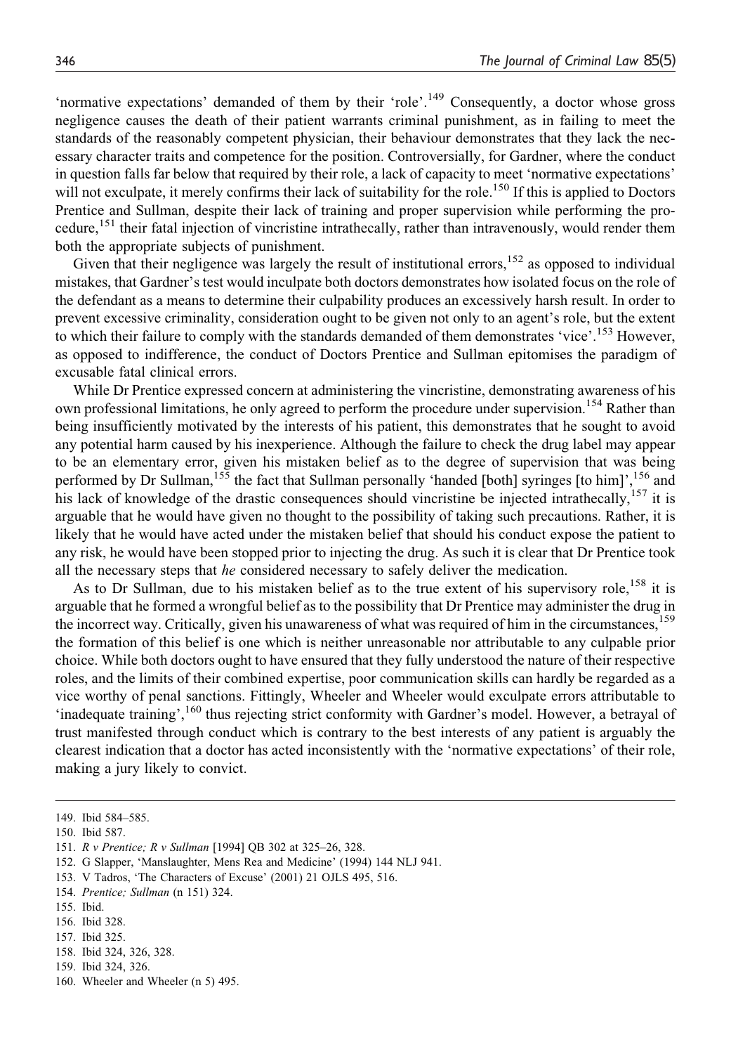'normative expectations' demanded of them by their 'role'.[149] Consequently, a doctor whose gross negligence causes the death of their patient warrants criminal punishment, as in failing to meet the standards of the reasonably competent physician, their behaviour demonstrates that they lack the necessary character traits and competence for the position. Controversially, for Gardner, where the conduct in question falls far below that required by their role, a lack of capacity to meet 'normative expectations' will not exculpate, it merely confirms their lack of suitability for the role.[150] If this is applied to Doctors Prentice and Sullman, despite their lack of training and proper supervision while performing the procedure,[151] their fatal injection of vincristine intrathecally, rather than intravenously, would render them both the appropriate subjects of punishment.

Given that their negligence was largely the result of institutional errors,[152] as opposed to individual mistakes, that Gardner's test would inculpate both doctors demonstrates how isolated focus on the role of the defendant as a means to determine their culpability produces an excessively harsh result. In order to prevent excessive criminality, consideration ought to be given not only to an agent's role, but the extent to which their failure to comply with the standards demanded of them demonstrates 'vice'.[153] However, as opposed to indifference, the conduct of Doctors Prentice and Sullman epitomises the paradigm of excusable fatal clinical errors.

While Dr Prentice expressed concern at administering the vincristine, demonstrating awareness of his own professional limitations, he only agreed to perform the procedure under supervision.[154] Rather than being insufficiently motivated by the interests of his patient, this demonstrates that he sought to avoid any potential harm caused by his inexperience. Although the failure to check the drug label may appear to be an elementary error, given his mistaken belief as to the degree of supervision that was being performed by Dr Sullman,[155] the fact that Sullman personally 'handed [both] syringes [to him]',[156] and his lack of knowledge of the drastic consequences should vincristine be injected intrathecally,[157] it is arguable that he would have given no thought to the possibility of taking such precautions. Rather, it is likely that he would have acted under the mistaken belief that should his conduct expose the patient to any risk, he would have been stopped prior to injecting the drug. As such it is clear that Dr Prentice took all the necessary steps that *he* considered necessary to safely deliver the medication.

As to Dr Sullman, due to his mistaken belief as to the true extent of his supervisory role,[158] it is arguable that he formed a wrongful belief as to the possibility that Dr Prentice may administer the drug in the incorrect way. Critically, given his unawareness of what was required of him in the circumstances,[159] the formation of this belief is one which is neither unreasonable nor attributable to any culpable prior choice. While both doctors ought to have ensured that they fully understood the nature of their respective roles, and the limits of their combined expertise, poor communication skills can hardly be regarded as a vice worthy of penal sanctions. Fittingly, Wheeler and Wheeler would exculpate errors attributable to 'inadequate training',[160] thus rejecting strict conformity with Gardner's model. However, a betrayal of trust manifested through conduct which is contrary to the best interests of any patient is arguably the clearest indication that a doctor has acted inconsistently with the 'normative expectations' of their role, making a jury likely to convict.

---

149. Ibid 584–585.
150. Ibid 587.
151. *R v Prentice; R v Sullman* [1994] QB 302 at 325–26, 328.
152. G Slapper, 'Manslaughter, Mens Rea and Medicine' (1994) 144 NLJ 941.
153. V Tadros, 'The Characters of Excuse' (2001) 21 OJLS 495, 516.
154. *Prentice; Sullman* (n 151) 324.
155. Ibid.
156. Ibid 328.
157. Ibid 325.
158. Ibid 324, 326, 328.
159. Ibid 324, 326.
160. Wheeler and Wheeler (n 5) 495.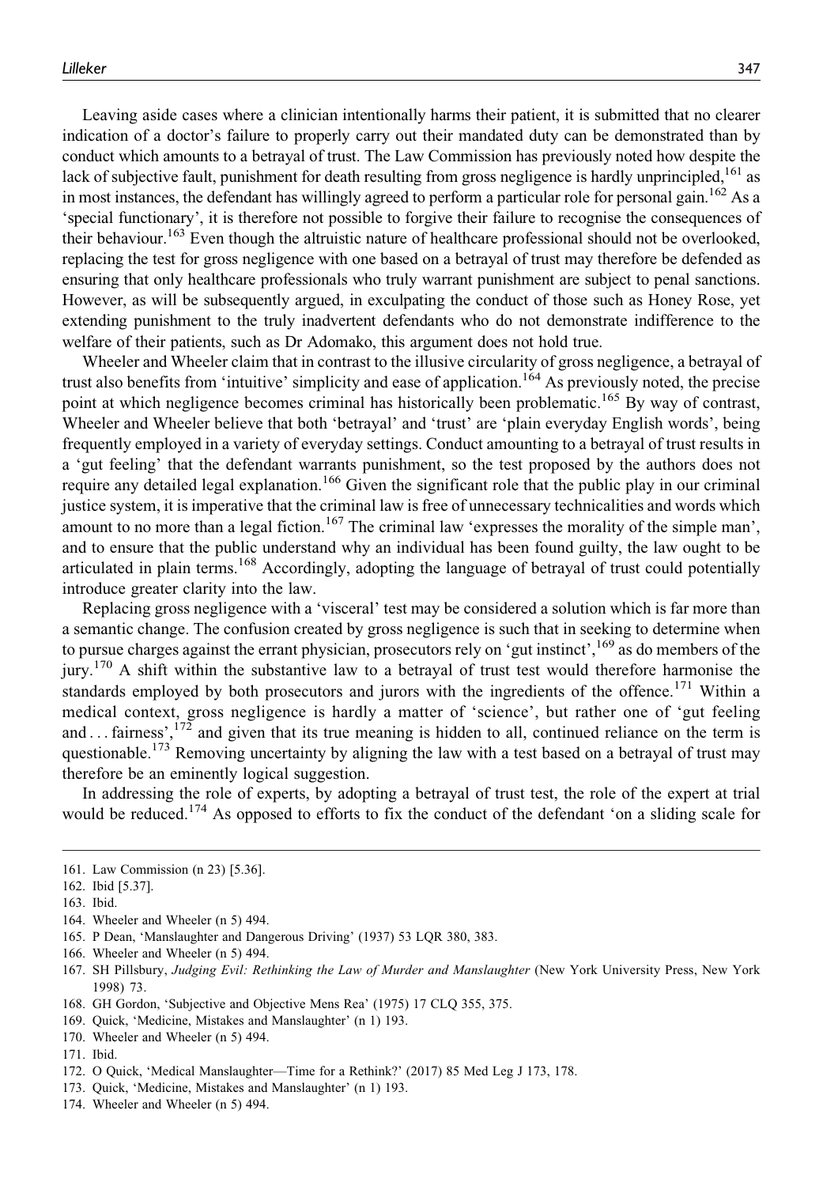Leaving aside cases where a clinician intentionally harms their patient, it is submitted that no clearer indication of a doctor's failure to properly carry out their mandated duty can be demonstrated than by conduct which amounts to a betrayal of trust. The Law Commission has previously noted how despite the lack of subjective fault, punishment for death resulting from gross negligence is hardly unprincipled,[161] as in most instances, the defendant has willingly agreed to perform a particular role for personal gain.[162] As a 'special functionary', it is therefore not possible to forgive their failure to recognise the consequences of their behaviour.[163] Even though the altruistic nature of healthcare professional should not be overlooked, replacing the test for gross negligence with one based on a betrayal of trust may therefore be defended as ensuring that only healthcare professionals who truly warrant punishment are subject to penal sanctions. However, as will be subsequently argued, in exculpating the conduct of those such as Honey Rose, yet extending punishment to the truly inadvertent defendants who do not demonstrate indifference to the welfare of their patients, such as Dr Adomako, this argument does not hold true.

Wheeler and Wheeler claim that in contrast to the illusive circularity of gross negligence, a betrayal of trust also benefits from 'intuitive' simplicity and ease of application.[164] As previously noted, the precise point at which negligence becomes criminal has historically been problematic.[165] By way of contrast, Wheeler and Wheeler believe that both 'betrayal' and 'trust' are 'plain everyday English words', being frequently employed in a variety of everyday settings. Conduct amounting to a betrayal of trust results in a 'gut feeling' that the defendant warrants punishment, so the test proposed by the authors does not require any detailed legal explanation.[166] Given the significant role that the public play in our criminal justice system, it is imperative that the criminal law is free of unnecessary technicalities and words which amount to no more than a legal fiction.[167] The criminal law 'expresses the morality of the simple man', and to ensure that the public understand why an individual has been found guilty, the law ought to be articulated in plain terms.[168] Accordingly, adopting the language of betrayal of trust could potentially introduce greater clarity into the law.

Replacing gross negligence with a 'visceral' test may be considered a solution which is far more than a semantic change. The confusion created by gross negligence is such that in seeking to determine when to pursue charges against the errant physician, prosecutors rely on 'gut instinct',[169] as do members of the jury.[170] A shift within the substantive law to a betrayal of trust test would therefore harmonise the standards employed by both prosecutors and jurors with the ingredients of the offence.[171] Within a medical context, gross negligence is hardly a matter of 'science', but rather one of 'gut feeling and ... fairness',[172] and given that its true meaning is hidden to all, continued reliance on the term is questionable.[173] Removing uncertainty by aligning the law with a test based on a betrayal of trust may therefore be an eminently logical suggestion.

In addressing the role of experts, by adopting a betrayal of trust test, the role of the expert at trial would be reduced.[174] As opposed to efforts to fix the conduct of the defendant 'on a sliding scale for

---

161. Law Commission (n 23) [5.36].

162. Ibid [5.37].

163. Ibid.

164. Wheeler and Wheeler (n 5) 494.

165. P Dean, 'Manslaughter and Dangerous Driving' (1937) 53 LQR 380, 383.

166. Wheeler and Wheeler (n 5) 494.

167. SH Pillsbury, *Judging Evil: Rethinking the Law of Murder and Manslaughter* (New York University Press, New York 1998) 73.

168. GH Gordon, 'Subjective and Objective Mens Rea' (1975) 17 CLQ 355, 375.

169. Quick, 'Medicine, Mistakes and Manslaughter' (n 1) 193.

170. Wheeler and Wheeler (n 5) 494.

171. Ibid.

172. O Quick, 'Medical Manslaughter—Time for a Rethink?' (2017) 85 Med Leg J 173, 178.

173. Quick, 'Medicine, Mistakes and Manslaughter' (n 1) 193.

174. Wheeler and Wheeler (n 5) 494.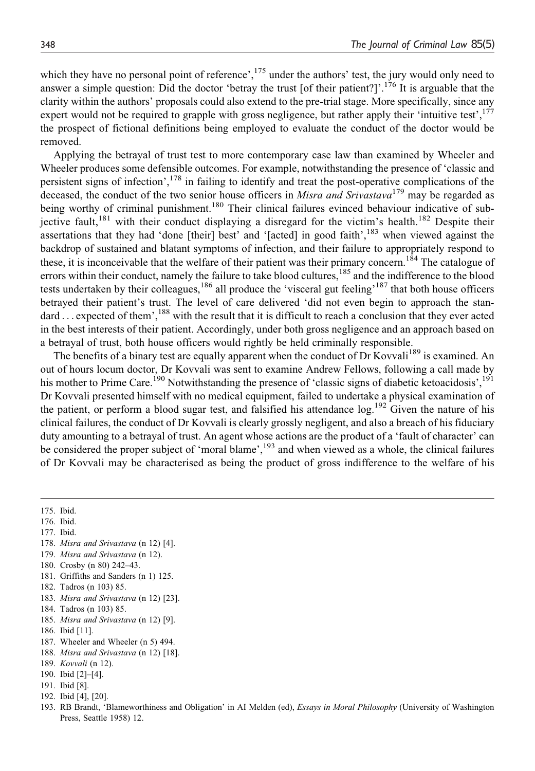which they have no personal point of reference',[175] under the authors' test, the jury would only need to answer a simple question: Did the doctor 'betray the trust [of their patient?]'.[176] It is arguable that the clarity within the authors' proposals could also extend to the pre-trial stage. More specifically, since any expert would not be required to grapple with gross negligence, but rather apply their 'intuitive test',[177] the prospect of fictional definitions being employed to evaluate the conduct of the doctor would be removed.

Applying the betrayal of trust test to more contemporary case law than examined by Wheeler and Wheeler produces some defensible outcomes. For example, notwithstanding the presence of 'classic and persistent signs of infection',[178] in failing to identify and treat the post-operative complications of the deceased, the conduct of the two senior house officers in *Misra and Srivastava*[179] may be regarded as being worthy of criminal punishment.[180] Their clinical failures evinced behaviour indicative of subjective fault,[181] with their conduct displaying a disregard for the victim's health.[182] Despite their assertions that they had 'done [their] best' and '[acted] in good faith',[183] when viewed against the backdrop of sustained and blatant symptoms of infection, and their failure to appropriately respond to these, it is inconceivable that the welfare of their patient was their primary concern.[184] The catalogue of errors within their conduct, namely the failure to take blood cultures,[185] and the indifference to the blood tests undertaken by their colleagues,[186] all produce the 'visceral gut feeling'[187] that both house officers betrayed their patient's trust. The level of care delivered 'did not even begin to approach the standard . . . expected of them',[188] with the result that it is difficult to reach a conclusion that they ever acted in the best interests of their patient. Accordingly, under both gross negligence and an approach based on a betrayal of trust, both house officers would rightly be held criminally responsible.

The benefits of a binary test are equally apparent when the conduct of Dr Kovvali[189] is examined. An out of hours locum doctor, Dr Kovvali was sent to examine Andrew Fellows, following a call made by his mother to Prime Care.[190] Notwithstanding the presence of 'classic signs of diabetic ketoacidosis',[191] Dr Kovvali presented himself with no medical equipment, failed to undertake a physical examination of the patient, or perform a blood sugar test, and falsified his attendance log.[192] Given the nature of his clinical failures, the conduct of Dr Kovvali is clearly grossly negligent, and also a breach of his fiduciary duty amounting to a betrayal of trust. An agent whose actions are the product of a 'fault of character' can be considered the proper subject of 'moral blame',[193] and when viewed as a whole, the clinical failures of Dr Kovvali may be characterised as being the product of gross indifference to the welfare of his

---

175. Ibid.
176. Ibid.
177. Ibid.
178. *Misra and Srivastava* (n 12) [4].
179. *Misra and Srivastava* (n 12).
180. Crosby (n 80) 242–43.
181. Griffiths and Sanders (n 1) 125.
182. Tadros (n 103) 85.
183. *Misra and Srivastava* (n 12) [23].
184. Tadros (n 103) 85.
185. *Misra and Srivastava* (n 12) [9].
186. Ibid [11].
187. Wheeler and Wheeler (n 5) 494.
188. *Misra and Srivastava* (n 12) [18].
189. *Kovvali* (n 12).
190. Ibid [2]–[4].
191. Ibid [8].
192. Ibid [4], [20].
193. RB Brandt, 'Blameworthiness and Obligation' in AI Melden (ed), *Essays in Moral Philosophy* (University of Washington Press, Seattle 1958) 12.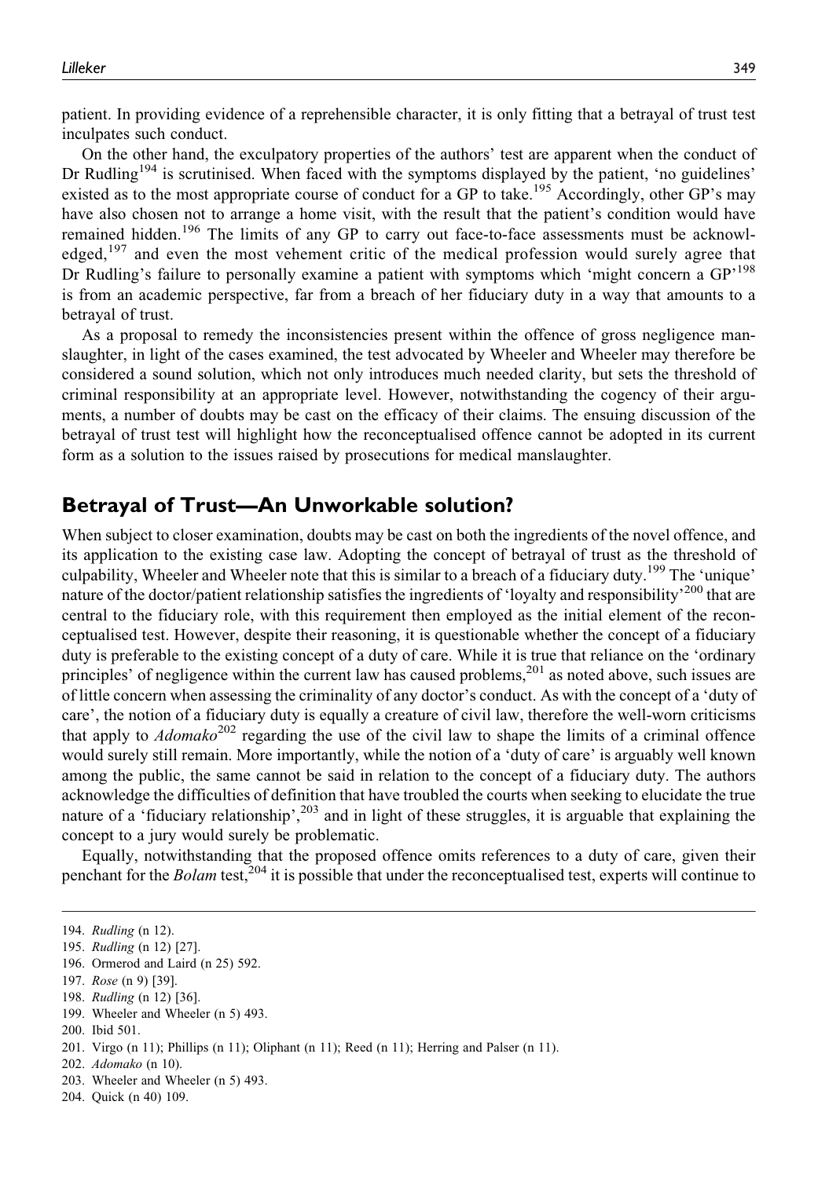patient. In providing evidence of a reprehensible character, it is only fitting that a betrayal of trust test inculpates such conduct.

On the other hand, the exculpatory properties of the authors' test are apparent when the conduct of Dr Rudling[194] is scrutinised. When faced with the symptoms displayed by the patient, 'no guidelines' existed as to the most appropriate course of conduct for a GP to take.[195] Accordingly, other GP's may have also chosen not to arrange a home visit, with the result that the patient's condition would have remained hidden.[196] The limits of any GP to carry out face-to-face assessments must be acknowledged,[197] and even the most vehement critic of the medical profession would surely agree that Dr Rudling's failure to personally examine a patient with symptoms which 'might concern a GP'[198] is from an academic perspective, far from a breach of her fiduciary duty in a way that amounts to a betrayal of trust.

As a proposal to remedy the inconsistencies present within the offence of gross negligence manslaughter, in light of the cases examined, the test advocated by Wheeler and Wheeler may therefore be considered a sound solution, which not only introduces much needed clarity, but sets the threshold of criminal responsibility at an appropriate level. However, notwithstanding the cogency of their arguments, a number of doubts may be cast on the efficacy of their claims. The ensuing discussion of the betrayal of trust test will highlight how the reconceptualised offence cannot be adopted in its current form as a solution to the issues raised by prosecutions for medical manslaughter.

## Betrayal of Trust—An Unworkable solution?

When subject to closer examination, doubts may be cast on both the ingredients of the novel offence, and its application to the existing case law. Adopting the concept of betrayal of trust as the threshold of culpability, Wheeler and Wheeler note that this is similar to a breach of a fiduciary duty.[199] The 'unique' nature of the doctor/patient relationship satisfies the ingredients of 'loyalty and responsibility'[200] that are central to the fiduciary role, with this requirement then employed as the initial element of the reconceptualised test. However, despite their reasoning, it is questionable whether the concept of a fiduciary duty is preferable to the existing concept of a duty of care. While it is true that reliance on the 'ordinary principles' of negligence within the current law has caused problems,[201] as noted above, such issues are of little concern when assessing the criminality of any doctor's conduct. As with the concept of a 'duty of care', the notion of a fiduciary duty is equally a creature of civil law, therefore the well-worn criticisms that apply to *Adomako*[202] regarding the use of the civil law to shape the limits of a criminal offence would surely still remain. More importantly, while the notion of a 'duty of care' is arguably well known among the public, the same cannot be said in relation to the concept of a fiduciary duty. The authors acknowledge the difficulties of definition that have troubled the courts when seeking to elucidate the true nature of a 'fiduciary relationship',[203] and in light of these struggles, it is arguable that explaining the concept to a jury would surely be problematic.

Equally, notwithstanding that the proposed offence omits references to a duty of care, given their penchant for the *Bolam* test,[204] it is possible that under the reconceptualised test, experts will continue to

194. *Rudling* (n 12).
195. *Rudling* (n 12) [27].
196. Ormerod and Laird (n 25) 592.
197. *Rose* (n 9) [39].
198. *Rudling* (n 12) [36].
199. Wheeler and Wheeler (n 5) 493.
200. Ibid 501.
201. Virgo (n 11); Phillips (n 11); Oliphant (n 11); Reed (n 11); Herring and Palser (n 11).
202. *Adomako* (n 10).
203. Wheeler and Wheeler (n 5) 493.
204. Quick (n 40) 109.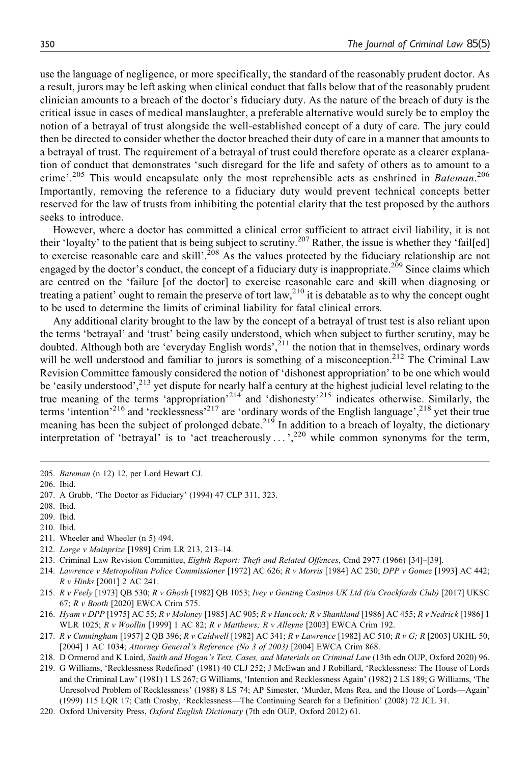use the language of negligence, or more specifically, the standard of the reasonably prudent doctor. As a result, jurors may be left asking when clinical conduct that falls below that of the reasonably prudent clinician amounts to a breach of the doctor's fiduciary duty. As the nature of the breach of duty is the critical issue in cases of medical manslaughter, a preferable alternative would surely be to employ the notion of a betrayal of trust alongside the well-established concept of a duty of care. The jury could then be directed to consider whether the doctor breached their duty of care in a manner that amounts to a betrayal of trust. The requirement of a betrayal of trust could therefore operate as a clearer explanation of conduct that demonstrates 'such disregard for the life and safety of others as to amount to a crime'.[205] This would encapsulate only the most reprehensible acts as enshrined in *Bateman*.[206] Importantly, removing the reference to a fiduciary duty would prevent technical concepts better reserved for the law of trusts from inhibiting the potential clarity that the test proposed by the authors seeks to introduce.

However, where a doctor has committed a clinical error sufficient to attract civil liability, it is not their 'loyalty' to the patient that is being subject to scrutiny.[207] Rather, the issue is whether they 'fail[ed] to exercise reasonable care and skill'.[208] As the values protected by the fiduciary relationship are not engaged by the doctor's conduct, the concept of a fiduciary duty is inappropriate.[209] Since claims which are centred on the 'failure [of the doctor] to exercise reasonable care and skill when diagnosing or treating a patient' ought to remain the preserve of tort law,[210] it is debatable as to why the concept ought to be used to determine the limits of criminal liability for fatal clinical errors.

Any additional clarity brought to the law by the concept of a betrayal of trust test is also reliant upon the terms 'betrayal' and 'trust' being easily understood, which when subject to further scrutiny, may be doubted. Although both are 'everyday English words',[211] the notion that in themselves, ordinary words will be well understood and familiar to jurors is something of a misconception.[212] The Criminal Law Revision Committee famously considered the notion of 'dishonest appropriation' to be one which would be 'easily understood',[213] yet dispute for nearly half a century at the highest judicial level relating to the true meaning of the terms 'appropriation'[214] and 'dishonesty'[215] indicates otherwise. Similarly, the terms 'intention'[216] and 'recklessness'[217] are 'ordinary words of the English language',[218] yet their true meaning has been the subject of prolonged debate.[219] In addition to a breach of loyalty, the dictionary interpretation of 'betrayal' is to 'act treacherously . . .',[220] while common synonyms for the term,

205. *Bateman* (n 12) 12, per Lord Hewart CJ.

206. Ibid.

207. A Grubb, 'The Doctor as Fiduciary' (1994) 47 CLP 311, 323.

208. Ibid.

209. Ibid.

210. Ibid.

211. Wheeler and Wheeler (n 5) 494.

212. *Large v Mainprize* [1989] Crim LR 213, 213–14.

213. Criminal Law Revision Committee, *Eighth Report: Theft and Related Offences*, Cmd 2977 (1966) [34]–[39].

214. *Lawrence v Metropolitan Police Commissioner* [1972] AC 626; *R v Morris* [1984] AC 230; *DPP v Gomez* [1993] AC 442; *R v Hinks* [2001] 2 AC 241.

215. *R v Feely* [1973] QB 530; *R v Ghosh* [1982] QB 1053; *Ivey v Genting Casinos UK Ltd (t/a Crockfords Club)* [2017] UKSC 67; *R v Booth* [2020] EWCA Crim 575.

216. *Hyam v DPP* [1975] AC 55; *R v Moloney* [1985] AC 905; *R v Hancock; R v Shankland* [1986] AC 455; *R v Nedrick* [1986] 1 WLR 1025; *R v Woollin* [1999] 1 AC 82; *R v Matthews; R v Alleyne* [2003] EWCA Crim 192.

217. *R v Cunningham* [1957] 2 QB 396; *R v Caldwell* [1982] AC 341; *R v Lawrence* [1982] AC 510; *R v G; R* [2003] UKHL 50, [2004] 1 AC 1034; *Attorney General's Reference (No 3 of 2003)* [2004] EWCA Crim 868.

218. D Ormerod and K Laird, *Smith and Hogan's Text, Cases, and Materials on Criminal Law* (13th edn OUP, Oxford 2020) 96.

219. G Williams, 'Recklessness Redefined' (1981) 40 CLJ 252; J McEwan and J Robillard, 'Recklessness: The House of Lords and the Criminal Law' (1981) 1 LS 267; G Williams, 'Intention and Recklessness Again' (1982) 2 LS 189; G Williams, 'The Unresolved Problem of Recklessness' (1988) 8 LS 74; AP Simester, 'Murder, Mens Rea, and the House of Lords—Again' (1999) 115 LQR 17; Cath Crosby, 'Recklessness—The Continuing Search for a Definition' (2008) 72 JCL 31.

220. Oxford University Press, *Oxford English Dictionary* (7th edn OUP, Oxford 2012) 61.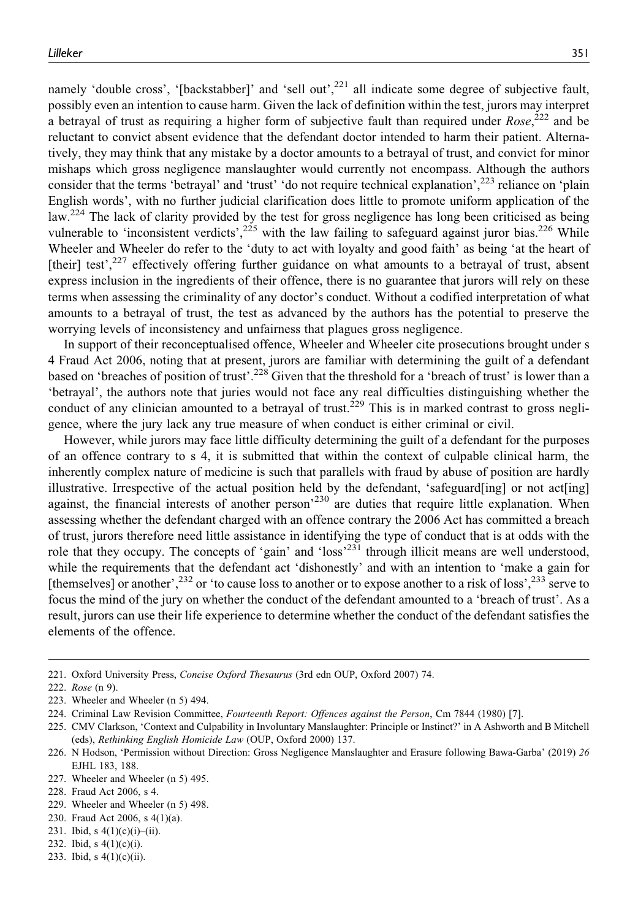namely 'double cross', '[backstabber]' and 'sell out',[221] all indicate some degree of subjective fault, possibly even an intention to cause harm. Given the lack of definition within the test, jurors may interpret a betrayal of trust as requiring a higher form of subjective fault than required under *Rose*,[222] and be reluctant to convict absent evidence that the defendant doctor intended to harm their patient. Alternatively, they may think that any mistake by a doctor amounts to a betrayal of trust, and convict for minor mishaps which gross negligence manslaughter would currently not encompass. Although the authors consider that the terms 'betrayal' and 'trust' 'do not require technical explanation',[223] reliance on 'plain English words', with no further judicial clarification does little to promote uniform application of the law.[224] The lack of clarity provided by the test for gross negligence has long been criticised as being vulnerable to 'inconsistent verdicts',[225] with the law failing to safeguard against juror bias.[226] While Wheeler and Wheeler do refer to the 'duty to act with loyalty and good faith' as being 'at the heart of [their] test',[227] effectively offering further guidance on what amounts to a betrayal of trust, absent express inclusion in the ingredients of their offence, there is no guarantee that jurors will rely on these terms when assessing the criminality of any doctor's conduct. Without a codified interpretation of what amounts to a betrayal of trust, the test as advanced by the authors has the potential to preserve the worrying levels of inconsistency and unfairness that plagues gross negligence.

In support of their reconceptualised offence, Wheeler and Wheeler cite prosecutions brought under s 4 Fraud Act 2006, noting that at present, jurors are familiar with determining the guilt of a defendant based on 'breaches of position of trust'.[228] Given that the threshold for a 'breach of trust' is lower than a 'betrayal', the authors note that juries would not face any real difficulties distinguishing whether the conduct of any clinician amounted to a betrayal of trust.[229] This is in marked contrast to gross negligence, where the jury lack any true measure of when conduct is either criminal or civil.

However, while jurors may face little difficulty determining the guilt of a defendant for the purposes of an offence contrary to s 4, it is submitted that within the context of culpable clinical harm, the inherently complex nature of medicine is such that parallels with fraud by abuse of position are hardly illustrative. Irrespective of the actual position held by the defendant, 'safeguard[ing] or not act[ing] against, the financial interests of another person'[230] are duties that require little explanation. When assessing whether the defendant charged with an offence contrary the 2006 Act has committed a breach of trust, jurors therefore need little assistance in identifying the type of conduct that is at odds with the role that they occupy. The concepts of 'gain' and 'loss'[231] through illicit means are well understood, while the requirements that the defendant act 'dishonestly' and with an intention to 'make a gain for [themselves] or another',[232] or 'to cause loss to another or to expose another to a risk of loss',[233] serve to focus the mind of the jury on whether the conduct of the defendant amounted to a 'breach of trust'. As a result, jurors can use their life experience to determine whether the conduct of the defendant satisfies the elements of the offence.

---

221. Oxford University Press, *Concise Oxford Thesaurus* (3rd edn OUP, Oxford 2007) 74.
222. *Rose* (n 9).
223. Wheeler and Wheeler (n 5) 494.
224. Criminal Law Revision Committee, *Fourteenth Report: Offences against the Person*, Cm 7844 (1980) [7].
225. CMV Clarkson, 'Context and Culpability in Involuntary Manslaughter: Principle or Instinct?' in A Ashworth and B Mitchell (eds), *Rethinking English Homicide Law* (OUP, Oxford 2000) 137.
226. N Hodson, 'Permission without Direction: Gross Negligence Manslaughter and Erasure following Bawa-Garba' (2019) *26* EJHL 183, 188.
227. Wheeler and Wheeler (n 5) 495.
228. Fraud Act 2006, s 4.
229. Wheeler and Wheeler (n 5) 498.
230. Fraud Act 2006, s 4(1)(a).
231. Ibid, s 4(1)(c)(i)–(ii).
232. Ibid, s 4(1)(c)(i).
233. Ibid, s 4(1)(c)(ii).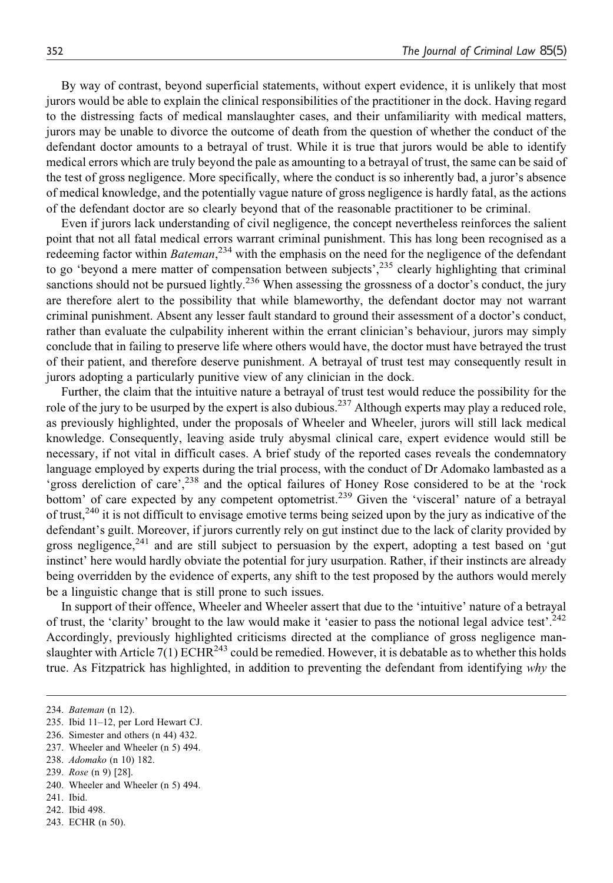By way of contrast, beyond superficial statements, without expert evidence, it is unlikely that most jurors would be able to explain the clinical responsibilities of the practitioner in the dock. Having regard to the distressing facts of medical manslaughter cases, and their unfamiliarity with medical matters, jurors may be unable to divorce the outcome of death from the question of whether the conduct of the defendant doctor amounts to a betrayal of trust. While it is true that jurors would be able to identify medical errors which are truly beyond the pale as amounting to a betrayal of trust, the same can be said of the test of gross negligence. More specifically, where the conduct is so inherently bad, a juror's absence of medical knowledge, and the potentially vague nature of gross negligence is hardly fatal, as the actions of the defendant doctor are so clearly beyond that of the reasonable practitioner to be criminal.

Even if jurors lack understanding of civil negligence, the concept nevertheless reinforces the salient point that not all fatal medical errors warrant criminal punishment. This has long been recognised as a redeeming factor within *Bateman*,[234] with the emphasis on the need for the negligence of the defendant to go 'beyond a mere matter of compensation between subjects',[235] clearly highlighting that criminal sanctions should not be pursued lightly.[236] When assessing the grossness of a doctor's conduct, the jury are therefore alert to the possibility that while blameworthy, the defendant doctor may not warrant criminal punishment. Absent any lesser fault standard to ground their assessment of a doctor's conduct, rather than evaluate the culpability inherent within the errant clinician's behaviour, jurors may simply conclude that in failing to preserve life where others would have, the doctor must have betrayed the trust of their patient, and therefore deserve punishment. A betrayal of trust test may consequently result in jurors adopting a particularly punitive view of any clinician in the dock.

Further, the claim that the intuitive nature a betrayal of trust test would reduce the possibility for the role of the jury to be usurped by the expert is also dubious.[237] Although experts may play a reduced role, as previously highlighted, under the proposals of Wheeler and Wheeler, jurors will still lack medical knowledge. Consequently, leaving aside truly abysmal clinical care, expert evidence would still be necessary, if not vital in difficult cases. A brief study of the reported cases reveals the condemnatory language employed by experts during the trial process, with the conduct of Dr Adomako lambasted as a 'gross dereliction of care',[238] and the optical failures of Honey Rose considered to be at the 'rock bottom' of care expected by any competent optometrist.[239] Given the 'visceral' nature of a betrayal of trust,[240] it is not difficult to envisage emotive terms being seized upon by the jury as indicative of the defendant's guilt. Moreover, if jurors currently rely on gut instinct due to the lack of clarity provided by gross negligence,[241] and are still subject to persuasion by the expert, adopting a test based on 'gut instinct' here would hardly obviate the potential for jury usurpation. Rather, if their instincts are already being overridden by the evidence of experts, any shift to the test proposed by the authors would merely be a linguistic change that is still prone to such issues.

In support of their offence, Wheeler and Wheeler assert that due to the 'intuitive' nature of a betrayal of trust, the 'clarity' brought to the law would make it 'easier to pass the notional legal advice test'.[242] Accordingly, previously highlighted criticisms directed at the compliance of gross negligence manslaughter with Article 7(1) ECHR[243] could be remedied. However, it is debatable as to whether this holds true. As Fitzpatrick has highlighted, in addition to preventing the defendant from identifying *why* the

---

234. *Bateman* (n 12).
235. Ibid 11–12, per Lord Hewart CJ.
236. Simester and others (n 44) 432.
237. Wheeler and Wheeler (n 5) 494.
238. *Adomako* (n 10) 182.
239. *Rose* (n 9) [28].
240. Wheeler and Wheeler (n 5) 494.
241. Ibid.
242. Ibid 498.
243. ECHR (n 50).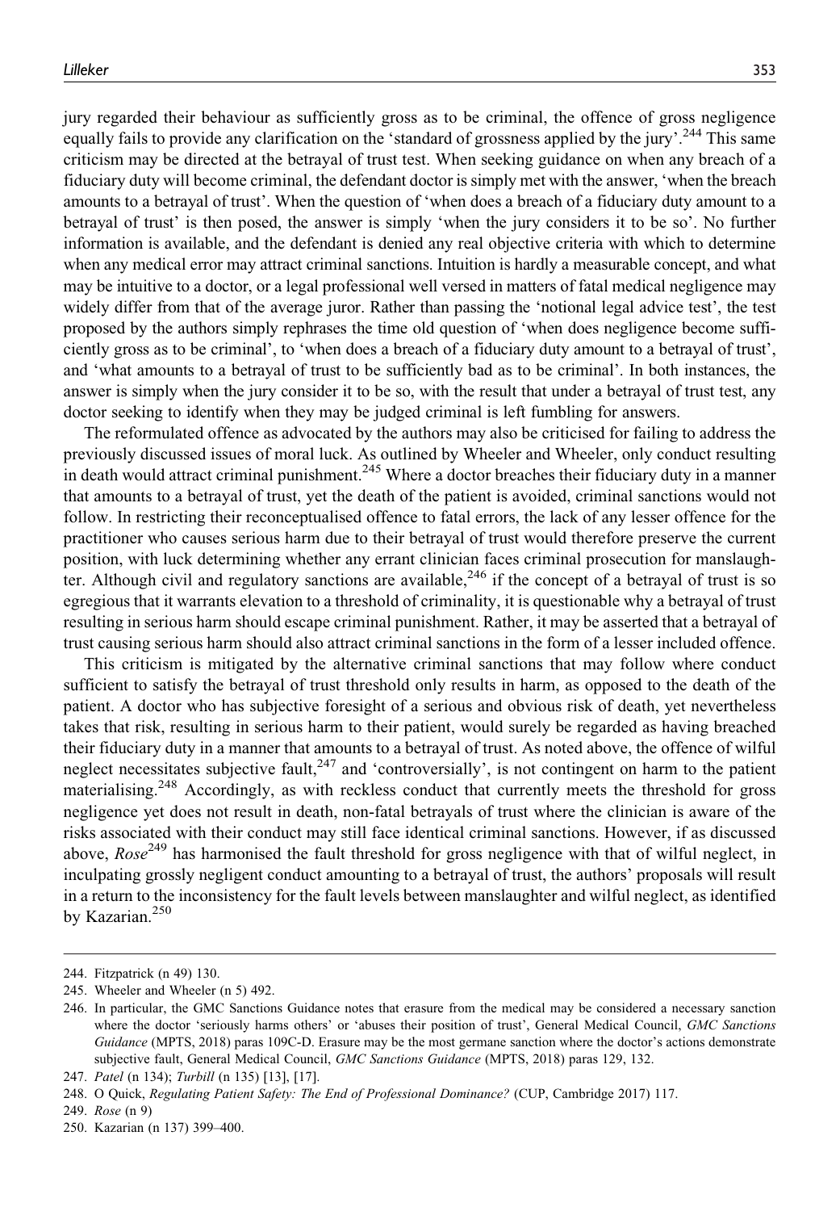jury regarded their behaviour as sufficiently gross as to be criminal, the offence of gross negligence equally fails to provide any clarification on the 'standard of grossness applied by the jury'.[244] This same criticism may be directed at the betrayal of trust test. When seeking guidance on when any breach of a fiduciary duty will become criminal, the defendant doctor is simply met with the answer, 'when the breach amounts to a betrayal of trust'. When the question of 'when does a breach of a fiduciary duty amount to a betrayal of trust' is then posed, the answer is simply 'when the jury considers it to be so'. No further information is available, and the defendant is denied any real objective criteria with which to determine when any medical error may attract criminal sanctions. Intuition is hardly a measurable concept, and what may be intuitive to a doctor, or a legal professional well versed in matters of fatal medical negligence may widely differ from that of the average juror. Rather than passing the 'notional legal advice test', the test proposed by the authors simply rephrases the time old question of 'when does negligence become sufficiently gross as to be criminal', to 'when does a breach of a fiduciary duty amount to a betrayal of trust', and 'what amounts to a betrayal of trust to be sufficiently bad as to be criminal'. In both instances, the answer is simply when the jury consider it to be so, with the result that under a betrayal of trust test, any doctor seeking to identify when they may be judged criminal is left fumbling for answers.

The reformulated offence as advocated by the authors may also be criticised for failing to address the previously discussed issues of moral luck. As outlined by Wheeler and Wheeler, only conduct resulting in death would attract criminal punishment.[245] Where a doctor breaches their fiduciary duty in a manner that amounts to a betrayal of trust, yet the death of the patient is avoided, criminal sanctions would not follow. In restricting their reconceptualised offence to fatal errors, the lack of any lesser offence for the practitioner who causes serious harm due to their betrayal of trust would therefore preserve the current position, with luck determining whether any errant clinician faces criminal prosecution for manslaughter. Although civil and regulatory sanctions are available,[246] if the concept of a betrayal of trust is so egregious that it warrants elevation to a threshold of criminality, it is questionable why a betrayal of trust resulting in serious harm should escape criminal punishment. Rather, it may be asserted that a betrayal of trust causing serious harm should also attract criminal sanctions in the form of a lesser included offence.

This criticism is mitigated by the alternative criminal sanctions that may follow where conduct sufficient to satisfy the betrayal of trust threshold only results in harm, as opposed to the death of the patient. A doctor who has subjective foresight of a serious and obvious risk of death, yet nevertheless takes that risk, resulting in serious harm to their patient, would surely be regarded as having breached their fiduciary duty in a manner that amounts to a betrayal of trust. As noted above, the offence of wilful neglect necessitates subjective fault,[247] and 'controversially', is not contingent on harm to the patient materialising.[248] Accordingly, as with reckless conduct that currently meets the threshold for gross negligence yet does not result in death, non-fatal betrayals of trust where the clinician is aware of the risks associated with their conduct may still face identical criminal sanctions. However, if as discussed above, *Rose*[249] has harmonised the fault threshold for gross negligence with that of wilful neglect, in inculpating grossly negligent conduct amounting to a betrayal of trust, the authors' proposals will result in a return to the inconsistency for the fault levels between manslaughter and wilful neglect, as identified by Kazarian.[250]

---

244. Fitzpatrick (n 49) 130.
245. Wheeler and Wheeler (n 5) 492.
246. In particular, the GMC Sanctions Guidance notes that erasure from the medical may be considered a necessary sanction where the doctor 'seriously harms others' or 'abuses their position of trust', General Medical Council, *GMC Sanctions Guidance* (MPTS, 2018) paras 109C-D. Erasure may be the most germane sanction where the doctor's actions demonstrate subjective fault, General Medical Council, *GMC Sanctions Guidance* (MPTS, 2018) paras 129, 132.
247. *Patel* (n 134); *Turbill* (n 135) [13], [17].
248. O Quick, *Regulating Patient Safety: The End of Professional Dominance?* (CUP, Cambridge 2017) 117.
249. *Rose* (n 9)
250. Kazarian (n 137) 399–400.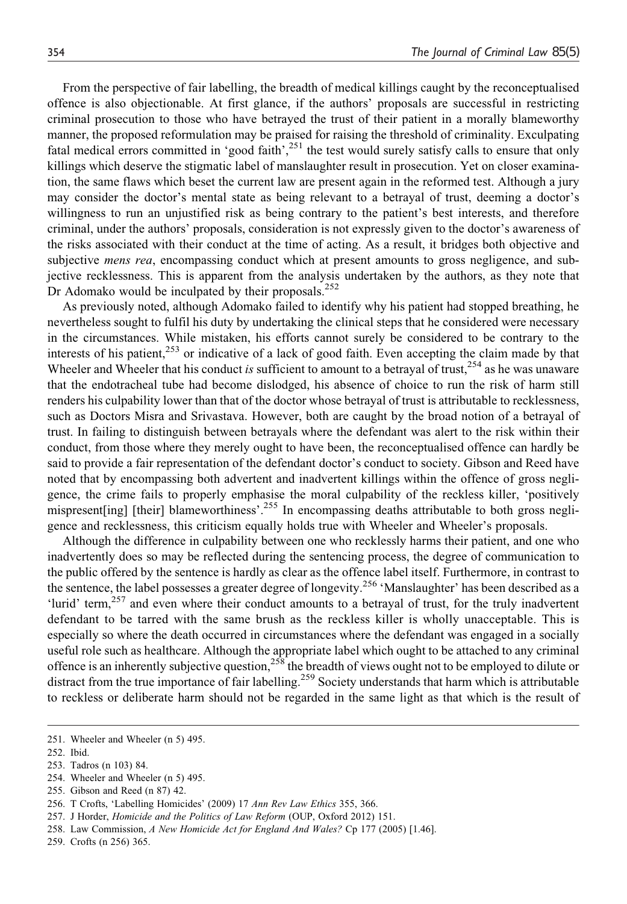From the perspective of fair labelling, the breadth of medical killings caught by the reconceptualised offence is also objectionable. At first glance, if the authors' proposals are successful in restricting criminal prosecution to those who have betrayed the trust of their patient in a morally blameworthy manner, the proposed reformulation may be praised for raising the threshold of criminality. Exculpating fatal medical errors committed in 'good faith',[251] the test would surely satisfy calls to ensure that only killings which deserve the stigmatic label of manslaughter result in prosecution. Yet on closer examination, the same flaws which beset the current law are present again in the reformed test. Although a jury may consider the doctor's mental state as being relevant to a betrayal of trust, deeming a doctor's willingness to run an unjustified risk as being contrary to the patient's best interests, and therefore criminal, under the authors' proposals, consideration is not expressly given to the doctor's awareness of the risks associated with their conduct at the time of acting. As a result, it bridges both objective and subjective *mens rea*, encompassing conduct which at present amounts to gross negligence, and subjective recklessness. This is apparent from the analysis undertaken by the authors, as they note that Dr Adomako would be inculpated by their proposals.[252]

As previously noted, although Adomako failed to identify why his patient had stopped breathing, he nevertheless sought to fulfil his duty by undertaking the clinical steps that he considered were necessary in the circumstances. While mistaken, his efforts cannot surely be considered to be contrary to the interests of his patient,[253] or indicative of a lack of good faith. Even accepting the claim made by that Wheeler and Wheeler that his conduct *is* sufficient to amount to a betrayal of trust,[254] as he was unaware that the endotracheal tube had become dislodged, his absence of choice to run the risk of harm still renders his culpability lower than that of the doctor whose betrayal of trust is attributable to recklessness, such as Doctors Misra and Srivastava. However, both are caught by the broad notion of a betrayal of trust. In failing to distinguish between betrayals where the defendant was alert to the risk within their conduct, from those where they merely ought to have been, the reconceptualised offence can hardly be said to provide a fair representation of the defendant doctor's conduct to society. Gibson and Reed have noted that by encompassing both advertent and inadvertent killings within the offence of gross negligence, the crime fails to properly emphasise the moral culpability of the reckless killer, 'positively mispresent[ing] [their] blameworthiness'.[255] In encompassing deaths attributable to both gross negligence and recklessness, this criticism equally holds true with Wheeler and Wheeler's proposals.

Although the difference in culpability between one who recklessly harms their patient, and one who inadvertently does so may be reflected during the sentencing process, the degree of communication to the public offered by the sentence is hardly as clear as the offence label itself. Furthermore, in contrast to the sentence, the label possesses a greater degree of longevity.[256] 'Manslaughter' has been described as a 'lurid' term,[257] and even where their conduct amounts to a betrayal of trust, for the truly inadvertent defendant to be tarred with the same brush as the reckless killer is wholly unacceptable. This is especially so where the death occurred in circumstances where the defendant was engaged in a socially useful role such as healthcare. Although the appropriate label which ought to be attached to any criminal offence is an inherently subjective question,[258] the breadth of views ought not to be employed to dilute or distract from the true importance of fair labelling.[259] Society understands that harm which is attributable to reckless or deliberate harm should not be regarded in the same light as that which is the result of

251. Wheeler and Wheeler (n 5) 495.

252. Ibid.

253. Tadros (n 103) 84.

254. Wheeler and Wheeler (n 5) 495.

255. Gibson and Reed (n 87) 42.

256. T Crofts, 'Labelling Homicides' (2009) 17 *Ann Rev Law Ethics* 355, 366.

257. J Horder, *Homicide and the Politics of Law Reform* (OUP, Oxford 2012) 151.

258. Law Commission, *A New Homicide Act for England And Wales?* Cp 177 (2005) [1.46].

259. Crofts (n 256) 365.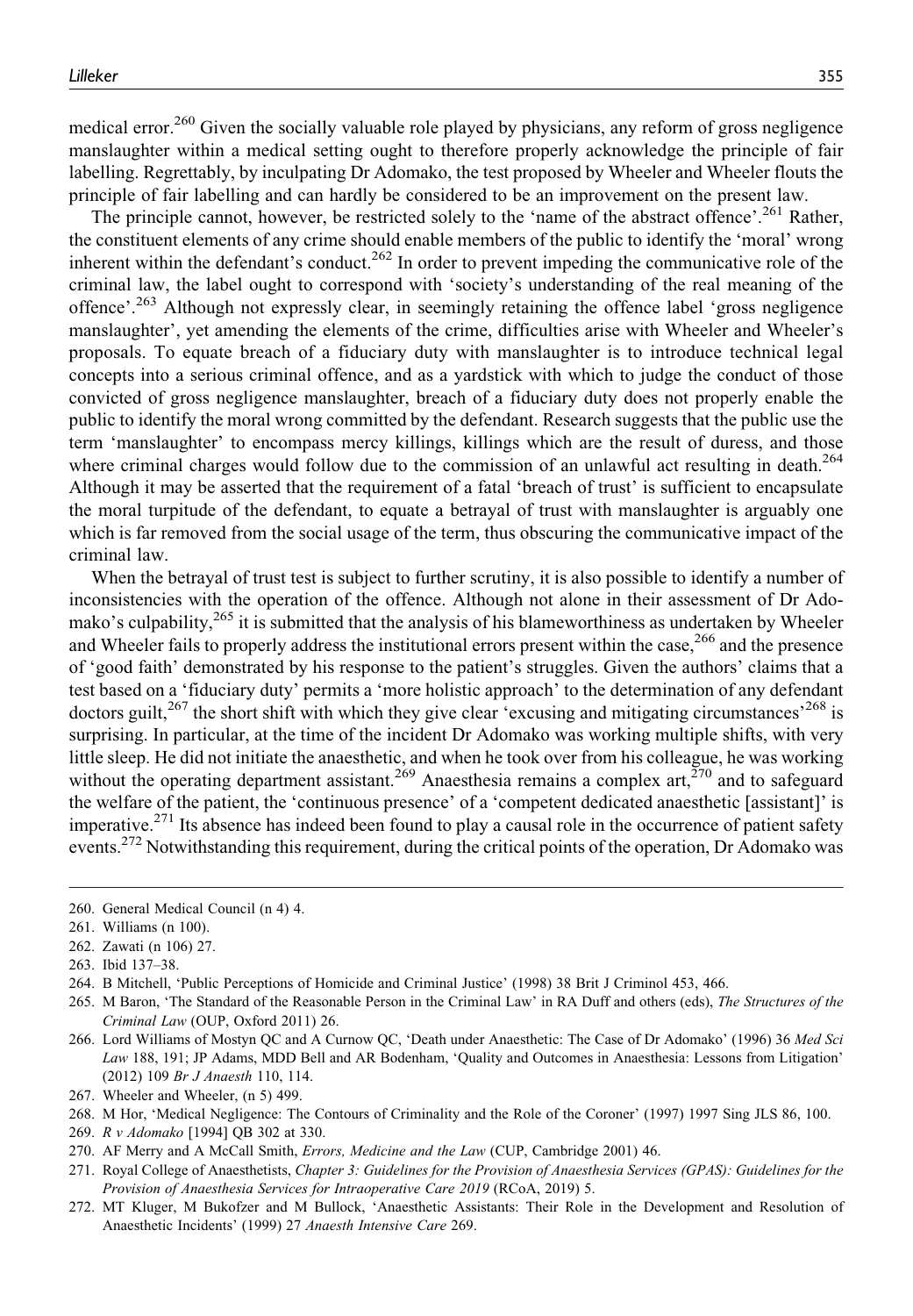medical error.[260] Given the socially valuable role played by physicians, any reform of gross negligence manslaughter within a medical setting ought to therefore properly acknowledge the principle of fair labelling. Regrettably, by inculpating Dr Adomako, the test proposed by Wheeler and Wheeler flouts the principle of fair labelling and can hardly be considered to be an improvement on the present law.

The principle cannot, however, be restricted solely to the 'name of the abstract offence'.[261] Rather, the constituent elements of any crime should enable members of the public to identify the 'moral' wrong inherent within the defendant's conduct.[262] In order to prevent impeding the communicative role of the criminal law, the label ought to correspond with 'society's understanding of the real meaning of the offence'.[263] Although not expressly clear, in seemingly retaining the offence label 'gross negligence manslaughter', yet amending the elements of the crime, difficulties arise with Wheeler and Wheeler's proposals. To equate breach of a fiduciary duty with manslaughter is to introduce technical legal concepts into a serious criminal offence, and as a yardstick with which to judge the conduct of those convicted of gross negligence manslaughter, breach of a fiduciary duty does not properly enable the public to identify the moral wrong committed by the defendant. Research suggests that the public use the term 'manslaughter' to encompass mercy killings, killings which are the result of duress, and those where criminal charges would follow due to the commission of an unlawful act resulting in death.[264] Although it may be asserted that the requirement of a fatal 'breach of trust' is sufficient to encapsulate the moral turpitude of the defendant, to equate a betrayal of trust with manslaughter is arguably one which is far removed from the social usage of the term, thus obscuring the communicative impact of the criminal law.

When the betrayal of trust test is subject to further scrutiny, it is also possible to identify a number of inconsistencies with the operation of the offence. Although not alone in their assessment of Dr Adomako's culpability,[265] it is submitted that the analysis of his blameworthiness as undertaken by Wheeler and Wheeler fails to properly address the institutional errors present within the case,[266] and the presence of 'good faith' demonstrated by his response to the patient's struggles. Given the authors' claims that a test based on a 'fiduciary duty' permits a 'more holistic approach' to the determination of any defendant doctors guilt,[267] the short shift with which they give clear 'excusing and mitigating circumstances'[268] is surprising. In particular, at the time of the incident Dr Adomako was working multiple shifts, with very little sleep. He did not initiate the anaesthetic, and when he took over from his colleague, he was working without the operating department assistant.[269] Anaesthesia remains a complex art,[270] and to safeguard the welfare of the patient, the 'continuous presence' of a 'competent dedicated anaesthetic [assistant]' is imperative.[271] Its absence has indeed been found to play a causal role in the occurrence of patient safety events.[272] Notwithstanding this requirement, during the critical points of the operation, Dr Adomako was

260. General Medical Council (n 4) 4.
261. Williams (n 100).
262. Zawati (n 106) 27.
263. Ibid 137–38.
264. B Mitchell, 'Public Perceptions of Homicide and Criminal Justice' (1998) 38 Brit J Criminol 453, 466.
265. M Baron, 'The Standard of the Reasonable Person in the Criminal Law' in RA Duff and others (eds), *The Structures of the Criminal Law* (OUP, Oxford 2011) 26.
266. Lord Williams of Mostyn QC and A Curnow QC, 'Death under Anaesthetic: The Case of Dr Adomako' (1996) 36 *Med Sci Law* 188, 191; JP Adams, MDD Bell and AR Bodenham, 'Quality and Outcomes in Anaesthesia: Lessons from Litigation' (2012) 109 *Br J Anaesth* 110, 114.
267. Wheeler and Wheeler, (n 5) 499.
268. M Hor, 'Medical Negligence: The Contours of Criminality and the Role of the Coroner' (1997) 1997 Sing JLS 86, 100.
269. *R v Adomako* [1994] QB 302 at 330.
270. AF Merry and A McCall Smith, *Errors, Medicine and the Law* (CUP, Cambridge 2001) 46.
271. Royal College of Anaesthetists, *Chapter 3: Guidelines for the Provision of Anaesthesia Services (GPAS): Guidelines for the Provision of Anaesthesia Services for Intraoperative Care 2019* (RCoA, 2019) 5.
272. MT Kluger, M Bukofzer and M Bullock, 'Anaesthetic Assistants: Their Role in the Development and Resolution of Anaesthetic Incidents' (1999) 27 *Anaesth Intensive Care* 269.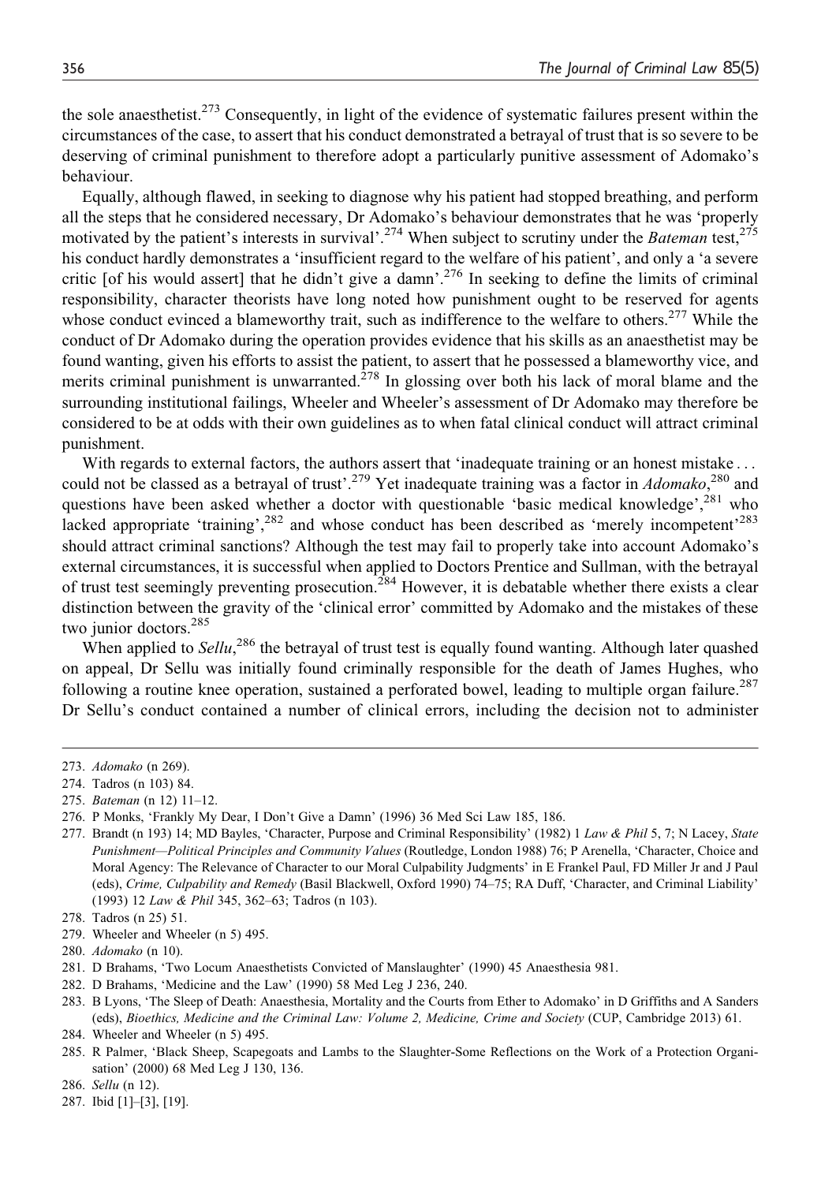the sole anaesthetist.[273] Consequently, in light of the evidence of systematic failures present within the circumstances of the case, to assert that his conduct demonstrated a betrayal of trust that is so severe to be deserving of criminal punishment to therefore adopt a particularly punitive assessment of Adomako's behaviour.

Equally, although flawed, in seeking to diagnose why his patient had stopped breathing, and perform all the steps that he considered necessary, Dr Adomako's behaviour demonstrates that he was 'properly motivated by the patient's interests in survival'.[274] When subject to scrutiny under the *Bateman* test,[275] his conduct hardly demonstrates a 'insufficient regard to the welfare of his patient', and only a 'a severe critic [of his would assert] that he didn't give a damn'.[276] In seeking to define the limits of criminal responsibility, character theorists have long noted how punishment ought to be reserved for agents whose conduct evinced a blameworthy trait, such as indifference to the welfare to others.[277] While the conduct of Dr Adomako during the operation provides evidence that his skills as an anaesthetist may be found wanting, given his efforts to assist the patient, to assert that he possessed a blameworthy vice, and merits criminal punishment is unwarranted.[278] In glossing over both his lack of moral blame and the surrounding institutional failings, Wheeler and Wheeler's assessment of Dr Adomako may therefore be considered to be at odds with their own guidelines as to when fatal clinical conduct will attract criminal punishment.

With regards to external factors, the authors assert that 'inadequate training or an honest mistake ... could not be classed as a betrayal of trust'.[279] Yet inadequate training was a factor in *Adomako*,[280] and questions have been asked whether a doctor with questionable 'basic medical knowledge',[281] who lacked appropriate 'training',[282] and whose conduct has been described as 'merely incompetent'[283] should attract criminal sanctions? Although the test may fail to properly take into account Adomako's external circumstances, it is successful when applied to Doctors Prentice and Sullman, with the betrayal of trust test seemingly preventing prosecution.[284] However, it is debatable whether there exists a clear distinction between the gravity of the 'clinical error' committed by Adomako and the mistakes of these two junior doctors.[285]

When applied to *Sellu*,[286] the betrayal of trust test is equally found wanting. Although later quashed on appeal, Dr Sellu was initially found criminally responsible for the death of James Hughes, who following a routine knee operation, sustained a perforated bowel, leading to multiple organ failure.[287] Dr Sellu's conduct contained a number of clinical errors, including the decision not to administer

---

273. *Adomako* (n 269).

274. Tadros (n 103) 84.

275. *Bateman* (n 12) 11–12.

276. P Monks, 'Frankly My Dear, I Don't Give a Damn' (1996) 36 Med Sci Law 185, 186.

277. Brandt (n 193) 14; MD Bayles, 'Character, Purpose and Criminal Responsibility' (1982) 1 *Law & Phil* 5, 7; N Lacey, *State Punishment—Political Principles and Community Values* (Routledge, London 1988) 76; P Arenella, 'Character, Choice and Moral Agency: The Relevance of Character to our Moral Culpability Judgments' in E Frankel Paul, FD Miller Jr and J Paul (eds), *Crime, Culpability and Remedy* (Basil Blackwell, Oxford 1990) 74–75; RA Duff, 'Character, and Criminal Liability' (1993) 12 *Law & Phil* 345, 362–63; Tadros (n 103).

278. Tadros (n 25) 51.

279. Wheeler and Wheeler (n 5) 495.

280. *Adomako* (n 10).

281. D Brahams, 'Two Locum Anaesthetists Convicted of Manslaughter' (1990) 45 Anaesthesia 981.

282. D Brahams, 'Medicine and the Law' (1990) 58 Med Leg J 236, 240.

283. B Lyons, 'The Sleep of Death: Anaesthesia, Mortality and the Courts from Ether to Adomako' in D Griffiths and A Sanders (eds), *Bioethics, Medicine and the Criminal Law: Volume 2, Medicine, Crime and Society* (CUP, Cambridge 2013) 61.

284. Wheeler and Wheeler (n 5) 495.

285. R Palmer, 'Black Sheep, Scapegoats and Lambs to the Slaughter-Some Reflections on the Work of a Protection Organisation' (2000) 68 Med Leg J 130, 136.

286. *Sellu* (n 12).

287. Ibid [1]–[3], [19].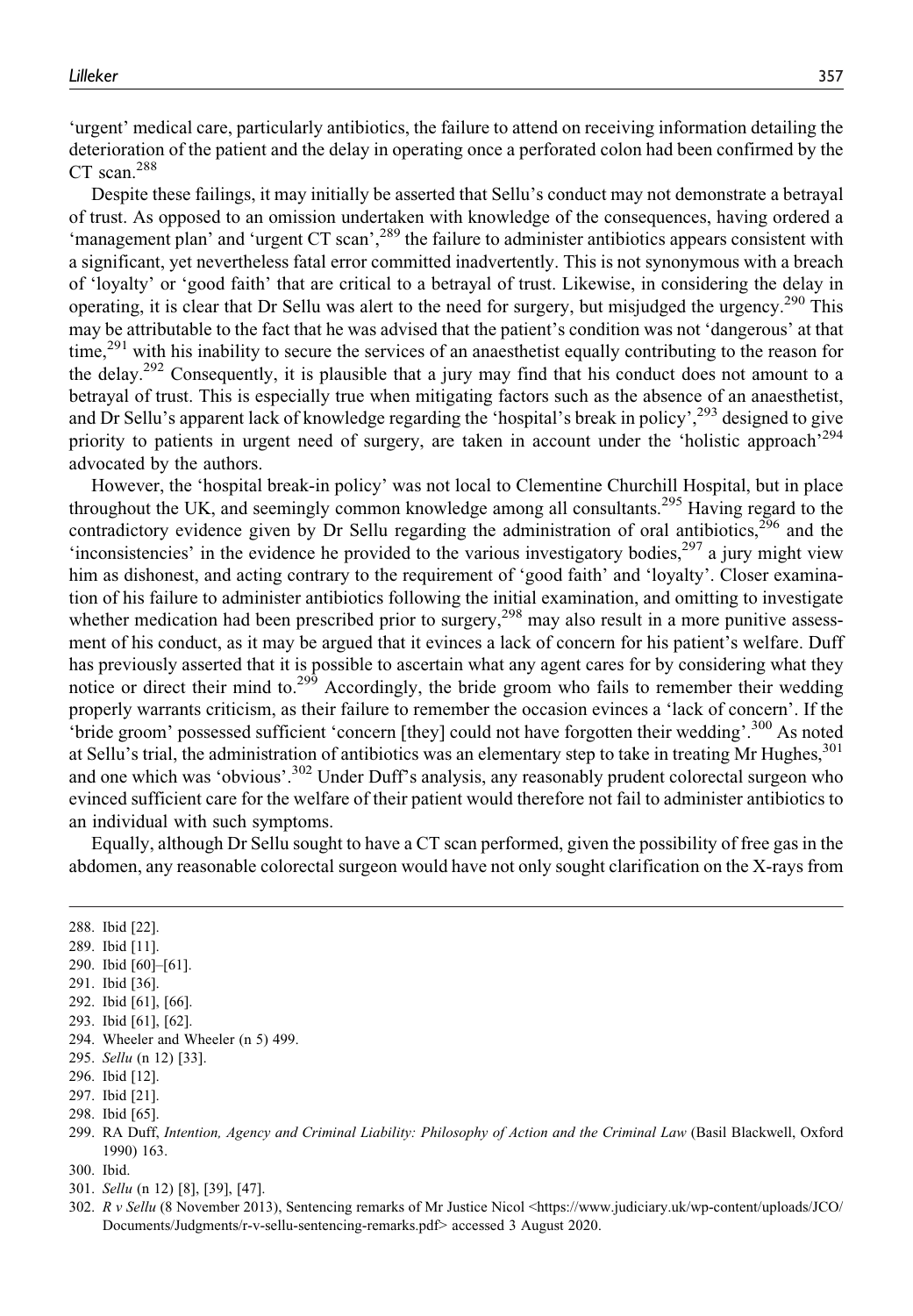'urgent' medical care, particularly antibiotics, the failure to attend on receiving information detailing the deterioration of the patient and the delay in operating once a perforated colon had been confirmed by the CT scan.[288]

Despite these failings, it may initially be asserted that Sellu's conduct may not demonstrate a betrayal of trust. As opposed to an omission undertaken with knowledge of the consequences, having ordered a 'management plan' and 'urgent CT scan',[289] the failure to administer antibiotics appears consistent with a significant, yet nevertheless fatal error committed inadvertently. This is not synonymous with a breach of 'loyalty' or 'good faith' that are critical to a betrayal of trust. Likewise, in considering the delay in operating, it is clear that Dr Sellu was alert to the need for surgery, but misjudged the urgency.[290] This may be attributable to the fact that he was advised that the patient's condition was not 'dangerous' at that time,[291] with his inability to secure the services of an anaesthetist equally contributing to the reason for the delay.[292] Consequently, it is plausible that a jury may find that his conduct does not amount to a betrayal of trust. This is especially true when mitigating factors such as the absence of an anaesthetist, and Dr Sellu's apparent lack of knowledge regarding the 'hospital's break in policy',[293] designed to give priority to patients in urgent need of surgery, are taken in account under the 'holistic approach'[294] advocated by the authors.

However, the 'hospital break-in policy' was not local to Clementine Churchill Hospital, but in place throughout the UK, and seemingly common knowledge among all consultants.[295] Having regard to the contradictory evidence given by Dr Sellu regarding the administration of oral antibiotics,[296] and the 'inconsistencies' in the evidence he provided to the various investigatory bodies,[297] a jury might view him as dishonest, and acting contrary to the requirement of 'good faith' and 'loyalty'. Closer examination of his failure to administer antibiotics following the initial examination, and omitting to investigate whether medication had been prescribed prior to surgery,[298] may also result in a more punitive assessment of his conduct, as it may be argued that it evinces a lack of concern for his patient's welfare. Duff has previously asserted that it is possible to ascertain what any agent cares for by considering what they notice or direct their mind to.[299] Accordingly, the bride groom who fails to remember their wedding properly warrants criticism, as their failure to remember the occasion evinces a 'lack of concern'. If the 'bride groom' possessed sufficient 'concern [they] could not have forgotten their wedding'.[300] As noted at Sellu's trial, the administration of antibiotics was an elementary step to take in treating Mr Hughes,[301] and one which was 'obvious'.[302] Under Duff's analysis, any reasonably prudent colorectal surgeon who evinced sufficient care for the welfare of their patient would therefore not fail to administer antibiotics to an individual with such symptoms.

Equally, although Dr Sellu sought to have a CT scan performed, given the possibility of free gas in the abdomen, any reasonable colorectal surgeon would have not only sought clarification on the X-rays from

288. Ibid [22].
289. Ibid [11].
290. Ibid [60]–[61].
291. Ibid [36].
292. Ibid [61], [66].
293. Ibid [61], [62].
294. Wheeler and Wheeler (n 5) 499.
295. *Sellu* (n 12) [33].
296. Ibid [12].
297. Ibid [21].
298. Ibid [65].
299. RA Duff, *Intention, Agency and Criminal Liability: Philosophy of Action and the Criminal Law* (Basil Blackwell, Oxford 1990) 163.
300. Ibid.
301. *Sellu* (n 12) [8], [39], [47].
302. *R v Sellu* (8 November 2013), Sentencing remarks of Mr Justice Nicol <https://www.judiciary.uk/wp-content/uploads/JCO/Documents/Judgments/r-v-sellu-sentencing-remarks.pdf> accessed 3 August 2020.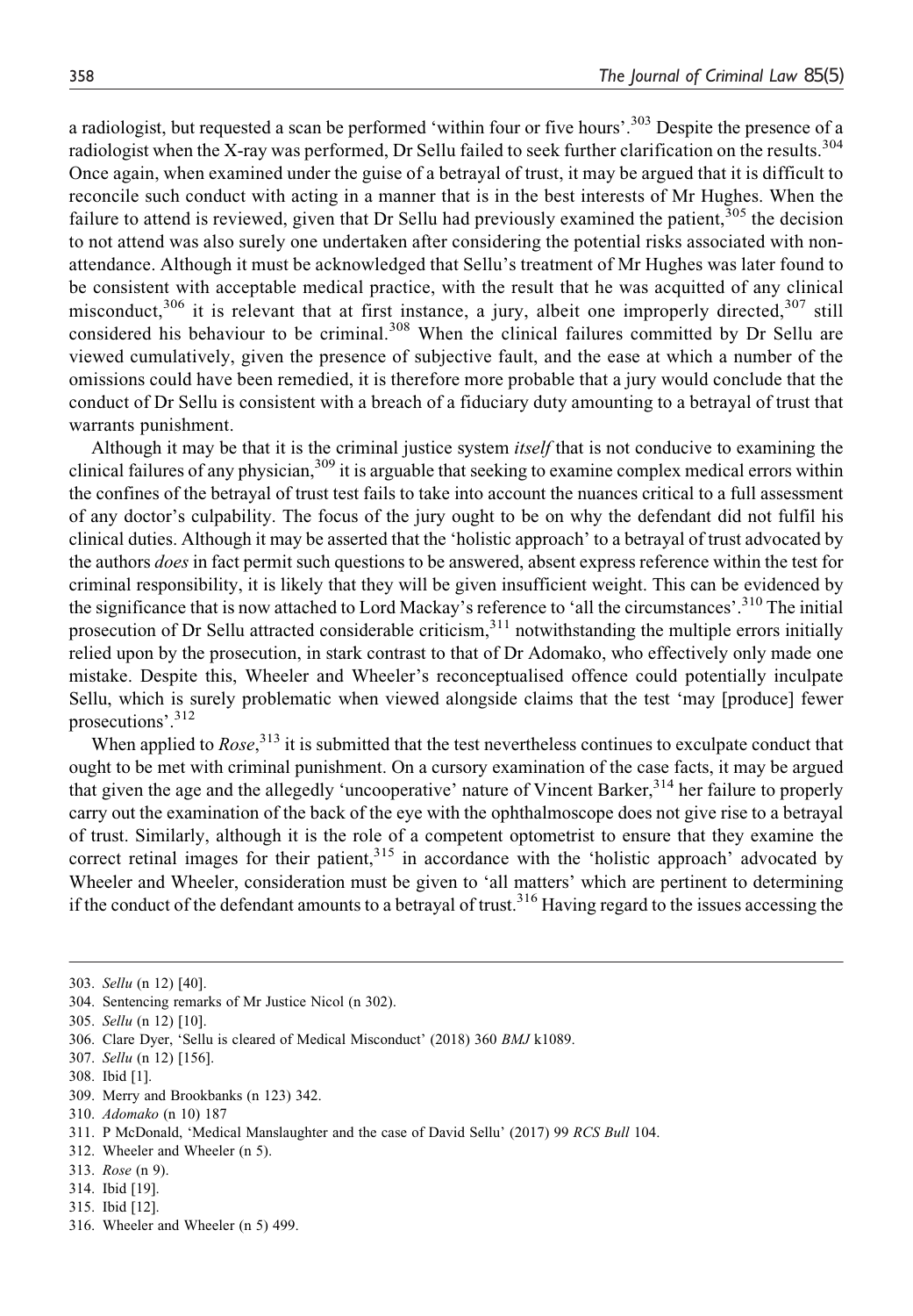a radiologist, but requested a scan be performed 'within four or five hours'.[303] Despite the presence of a radiologist when the X-ray was performed, Dr Sellu failed to seek further clarification on the results.[304] Once again, when examined under the guise of a betrayal of trust, it may be argued that it is difficult to reconcile such conduct with acting in a manner that is in the best interests of Mr Hughes. When the failure to attend is reviewed, given that Dr Sellu had previously examined the patient,[305] the decision to not attend was also surely one undertaken after considering the potential risks associated with non-attendance. Although it must be acknowledged that Sellu's treatment of Mr Hughes was later found to be consistent with acceptable medical practice, with the result that he was acquitted of any clinical misconduct,[306] it is relevant that at first instance, a jury, albeit one improperly directed,[307] still considered his behaviour to be criminal.[308] When the clinical failures committed by Dr Sellu are viewed cumulatively, given the presence of subjective fault, and the ease at which a number of the omissions could have been remedied, it is therefore more probable that a jury would conclude that the conduct of Dr Sellu is consistent with a breach of a fiduciary duty amounting to a betrayal of trust that warrants punishment.

Although it may be that it is the criminal justice system *itself* that is not conducive to examining the clinical failures of any physician,[309] it is arguable that seeking to examine complex medical errors within the confines of the betrayal of trust test fails to take into account the nuances critical to a full assessment of any doctor's culpability. The focus of the jury ought to be on why the defendant did not fulfil his clinical duties. Although it may be asserted that the 'holistic approach' to a betrayal of trust advocated by the authors *does* in fact permit such questions to be answered, absent express reference within the test for criminal responsibility, it is likely that they will be given insufficient weight. This can be evidenced by the significance that is now attached to Lord Mackay's reference to 'all the circumstances'.[310] The initial prosecution of Dr Sellu attracted considerable criticism,[311] notwithstanding the multiple errors initially relied upon by the prosecution, in stark contrast to that of Dr Adomako, who effectively only made one mistake. Despite this, Wheeler and Wheeler's reconceptualised offence could potentially inculpate Sellu, which is surely problematic when viewed alongside claims that the test 'may [produce] fewer prosecutions'.[312]

When applied to *Rose*,[313] it is submitted that the test nevertheless continues to exculpate conduct that ought to be met with criminal punishment. On a cursory examination of the case facts, it may be argued that given the age and the allegedly 'uncooperative' nature of Vincent Barker,[314] her failure to properly carry out the examination of the back of the eye with the ophthalmoscope does not give rise to a betrayal of trust. Similarly, although it is the role of a competent optometrist to ensure that they examine the correct retinal images for their patient,[315] in accordance with the 'holistic approach' advocated by Wheeler and Wheeler, consideration must be given to 'all matters' which are pertinent to determining if the conduct of the defendant amounts to a betrayal of trust.[316] Having regard to the issues accessing the

---

303. *Sellu* (n 12) [40].
304. Sentencing remarks of Mr Justice Nicol (n 302).
305. *Sellu* (n 12) [10].
306. Clare Dyer, 'Sellu is cleared of Medical Misconduct' (2018) 360 *BMJ* k1089.
307. *Sellu* (n 12) [156].
308. Ibid [1].
309. Merry and Brookbanks (n 123) 342.
310. *Adomako* (n 10) 187
311. P McDonald, 'Medical Manslaughter and the case of David Sellu' (2017) 99 *RCS Bull* 104.
312. Wheeler and Wheeler (n 5).
313. *Rose* (n 9).
314. Ibid [19].
315. Ibid [12].
316. Wheeler and Wheeler (n 5) 499.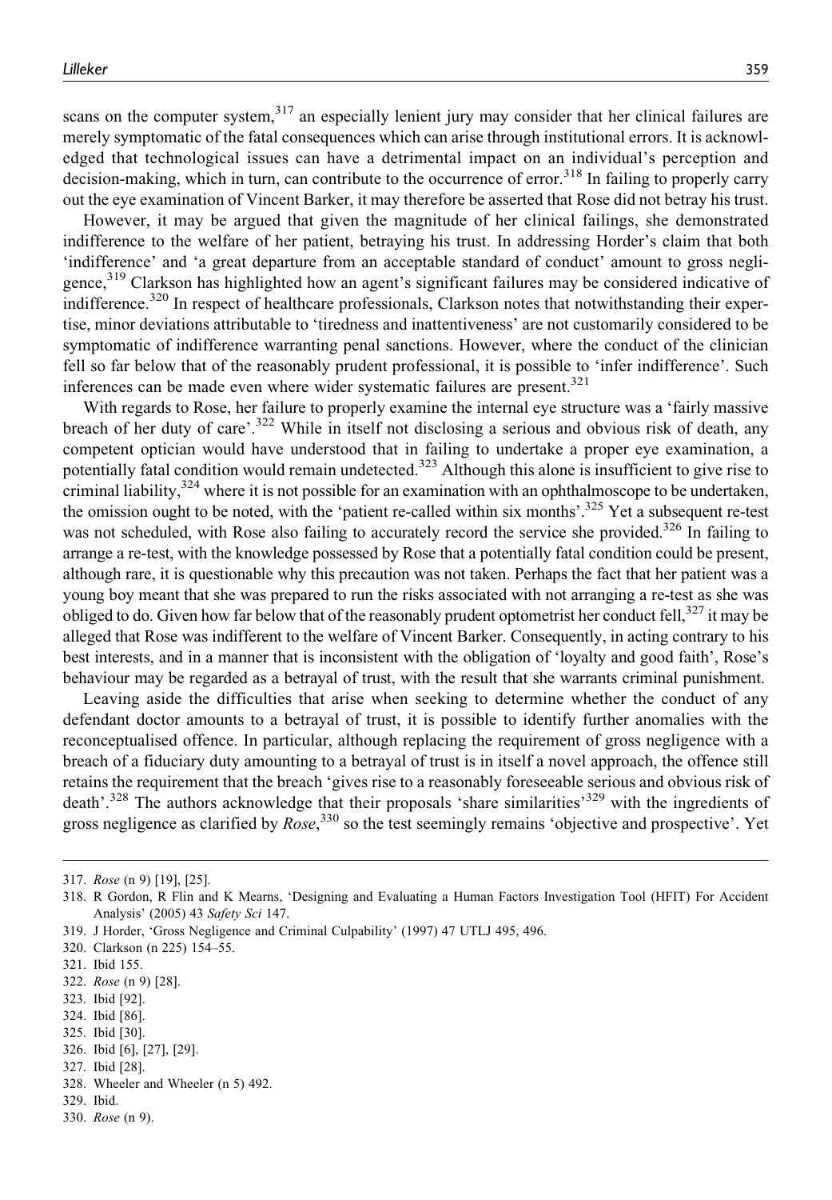scans on the computer system,[317] an especially lenient jury may consider that her clinical failures are merely symptomatic of the fatal consequences which can arise through institutional errors. It is acknowledged that technological issues can have a detrimental impact on an individual's perception and decision-making, which in turn, can contribute to the occurrence of error.[318] In failing to properly carry out the eye examination of Vincent Barker, it may therefore be asserted that Rose did not betray his trust.

However, it may be argued that given the magnitude of her clinical failings, she demonstrated indifference to the welfare of her patient, betraying his trust. In addressing Horder's claim that both 'indifference' and 'a great departure from an acceptable standard of conduct' amount to gross negligence,[319] Clarkson has highlighted how an agent's significant failures may be considered indicative of indifference.[320] In respect of healthcare professionals, Clarkson notes that notwithstanding their expertise, minor deviations attributable to 'tiredness and inattentiveness' are not customarily considered to be symptomatic of indifference warranting penal sanctions. However, where the conduct of the clinician fell so far below that of the reasonably prudent professional, it is possible to 'infer indifference'. Such inferences can be made even where wider systematic failures are present.[321]

With regards to Rose, her failure to properly examine the internal eye structure was a 'fairly massive breach of her duty of care'.[322] While in itself not disclosing a serious and obvious risk of death, any competent optician would have understood that in failing to undertake a proper eye examination, a potentially fatal condition would remain undetected.[323] Although this alone is insufficient to give rise to criminal liability,[324] where it is not possible for an examination with an ophthalmoscope to be undertaken, the omission ought to be noted, with the 'patient re-called within six months'.[325] Yet a subsequent re-test was not scheduled, with Rose also failing to accurately record the service she provided.[326] In failing to arrange a re-test, with the knowledge possessed by Rose that a potentially fatal condition could be present, although rare, it is questionable why this precaution was not taken. Perhaps the fact that her patient was a young boy meant that she was prepared to run the risks associated with not arranging a re-test as she was obliged to do. Given how far below that of the reasonably prudent optometrist her conduct fell,[327] it may be alleged that Rose was indifferent to the welfare of Vincent Barker. Consequently, in acting contrary to his best interests, and in a manner that is inconsistent with the obligation of 'loyalty and good faith', Rose's behaviour may be regarded as a betrayal of trust, with the result that she warrants criminal punishment.

Leaving aside the difficulties that arise when seeking to determine whether the conduct of any defendant doctor amounts to a betrayal of trust, it is possible to identify further anomalies with the reconceptualised offence. In particular, although replacing the requirement of gross negligence with a breach of a fiduciary duty amounting to a betrayal of trust is in itself a novel approach, the offence still retains the requirement that the breach 'gives rise to a reasonably foreseeable serious and obvious risk of death'.[328] The authors acknowledge that their proposals 'share similarities'[329] with the ingredients of gross negligence as clarified by *Rose*,[330] so the test seemingly remains 'objective and prospective'. Yet

---

317. *Rose* (n 9) [19], [25].
318. R Gordon, R Flin and K Mearns, 'Designing and Evaluating a Human Factors Investigation Tool (HFIT) For Accident Analysis' (2005) 43 *Safety Sci* 147.
319. J Horder, 'Gross Negligence and Criminal Culpability' (1997) 47 UTLJ 495, 496.
320. Clarkson (n 225) 154–55.
321. Ibid 155.
322. *Rose* (n 9) [28].
323. Ibid [92].
324. Ibid [86].
325. Ibid [30].
326. Ibid [6], [27], [29].
327. Ibid [28].
328. Wheeler and Wheeler (n 5) 492.
329. Ibid.
330. *Rose* (n 9).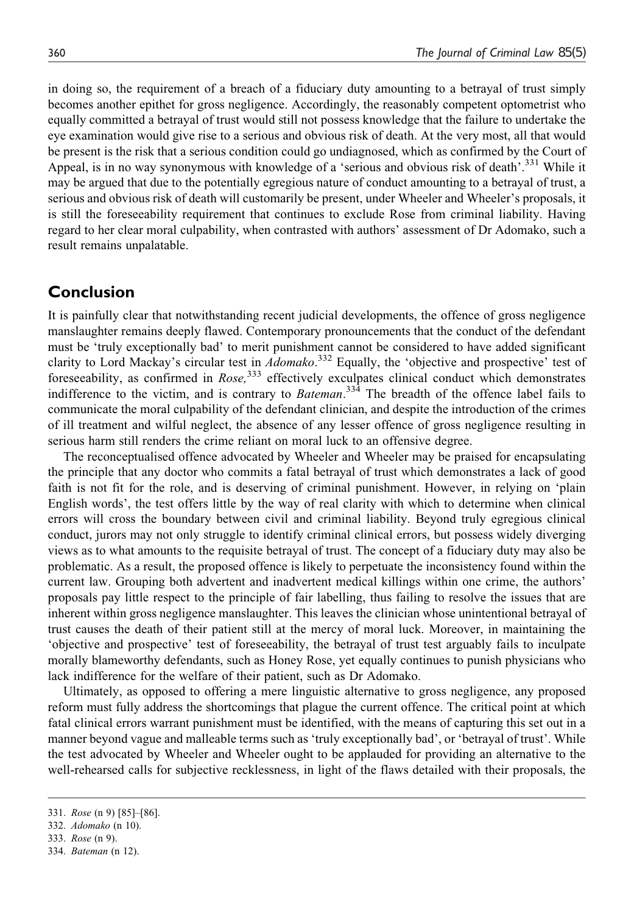in doing so, the requirement of a breach of a fiduciary duty amounting to a betrayal of trust simply becomes another epithet for gross negligence. Accordingly, the reasonably competent optometrist who equally committed a betrayal of trust would still not possess knowledge that the failure to undertake the eye examination would give rise to a serious and obvious risk of death. At the very most, all that would be present is the risk that a serious condition could go undiagnosed, which as confirmed by the Court of Appeal, is in no way synonymous with knowledge of a 'serious and obvious risk of death'.[331] While it may be argued that due to the potentially egregious nature of conduct amounting to a betrayal of trust, a serious and obvious risk of death will customarily be present, under Wheeler and Wheeler's proposals, it is still the foreseeability requirement that continues to exclude Rose from criminal liability. Having regard to her clear moral culpability, when contrasted with authors' assessment of Dr Adomako, such a result remains unpalatable.

## Conclusion

It is painfully clear that notwithstanding recent judicial developments, the offence of gross negligence manslaughter remains deeply flawed. Contemporary pronouncements that the conduct of the defendant must be 'truly exceptionally bad' to merit punishment cannot be considered to have added significant clarity to Lord Mackay's circular test in *Adomako*.[332] Equally, the 'objective and prospective' test of foreseeability, as confirmed in *Rose*,[333] effectively exculpates clinical conduct which demonstrates indifference to the victim, and is contrary to *Bateman*.[334] The breadth of the offence label fails to communicate the moral culpability of the defendant clinician, and despite the introduction of the crimes of ill treatment and wilful neglect, the absence of any lesser offence of gross negligence resulting in serious harm still renders the crime reliant on moral luck to an offensive degree.

The reconceptualised offence advocated by Wheeler and Wheeler may be praised for encapsulating the principle that any doctor who commits a fatal betrayal of trust which demonstrates a lack of good faith is not fit for the role, and is deserving of criminal punishment. However, in relying on 'plain English words', the test offers little by the way of real clarity with which to determine when clinical errors will cross the boundary between civil and criminal liability. Beyond truly egregious clinical conduct, jurors may not only struggle to identify criminal clinical errors, but possess widely diverging views as to what amounts to the requisite betrayal of trust. The concept of a fiduciary duty may also be problematic. As a result, the proposed offence is likely to perpetuate the inconsistency found within the current law. Grouping both advertent and inadvertent medical killings within one crime, the authors' proposals pay little respect to the principle of fair labelling, thus failing to resolve the issues that are inherent within gross negligence manslaughter. This leaves the clinician whose unintentional betrayal of trust causes the death of their patient still at the mercy of moral luck. Moreover, in maintaining the 'objective and prospective' test of foreseeability, the betrayal of trust test arguably fails to inculpate morally blameworthy defendants, such as Honey Rose, yet equally continues to punish physicians who lack indifference for the welfare of their patient, such as Dr Adomako.

Ultimately, as opposed to offering a mere linguistic alternative to gross negligence, any proposed reform must fully address the shortcomings that plague the current offence. The critical point at which fatal clinical errors warrant punishment must be identified, with the means of capturing this set out in a manner beyond vague and malleable terms such as 'truly exceptionally bad', or 'betrayal of trust'. While the test advocated by Wheeler and Wheeler ought to be applauded for providing an alternative to the well-rehearsed calls for subjective recklessness, in light of the flaws detailed with their proposals, the

331. *Rose* (n 9) [85]–[86].
332. *Adomako* (n 10).
333. *Rose* (n 9).
334. *Bateman* (n 12).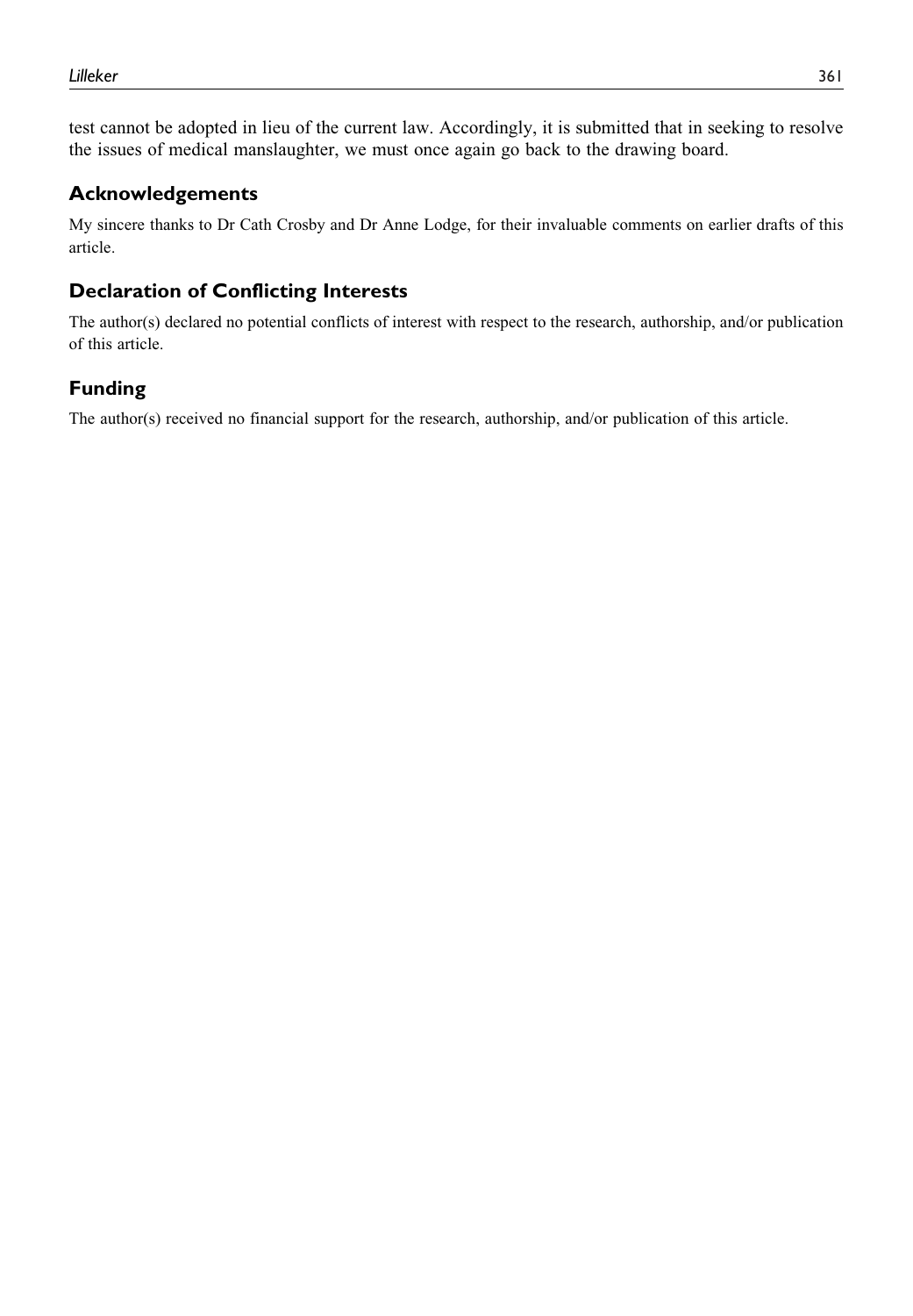test cannot be adopted in lieu of the current law. Accordingly, it is submitted that in seeking to resolve the issues of medical manslaughter, we must once again go back to the drawing board.

## Acknowledgements

My sincere thanks to Dr Cath Crosby and Dr Anne Lodge, for their invaluable comments on earlier drafts of this article.

## Declaration of Conflicting Interests

The author(s) declared no potential conflicts of interest with respect to the research, authorship, and/or publication of this article.

## Funding

The author(s) received no financial support for the research, authorship, and/or publication of this article.